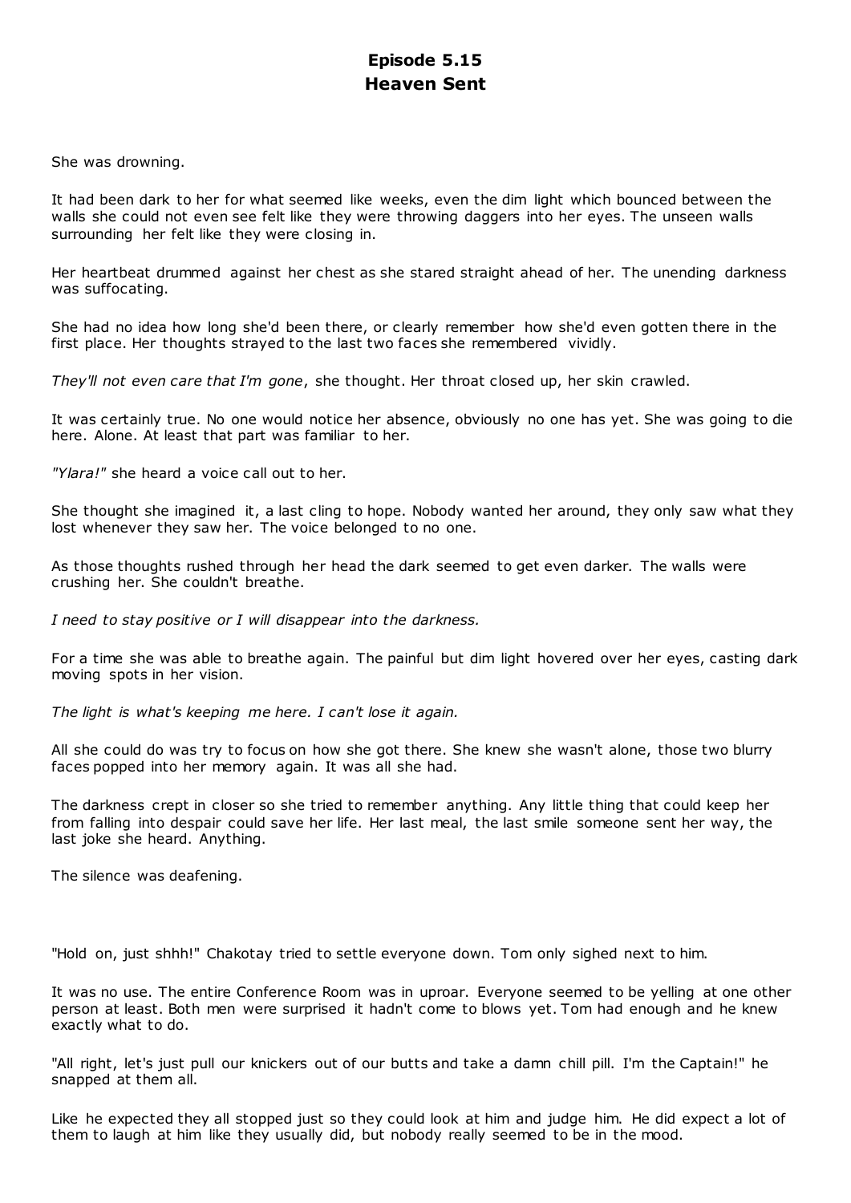# Episode 5.15
# Heaven Sent

She was drowning.

It had been dark to her for what seemed like weeks, even the dim light which bounced between the walls she could not even see felt like they were throwing daggers into her eyes. The unseen walls surrounding her felt like they were closing in.

Her heartbeat drummed against her chest as she stared straight ahead of her. The unending darkness was suffocating.

She had no idea how long she'd been there, or clearly remember how she'd even gotten there in the first place. Her thoughts strayed to the last two faces she remembered vividly.

*They'll not even care that I'm gone*, she thought. Her throat closed up, her skin crawled.

It was certainly true. No one would notice her absence, obviously no one has yet. She was going to die here. Alone. At least that part was familiar to her.

*"Ylara!"* she heard a voice call out to her.

She thought she imagined it, a last cling to hope. Nobody wanted her around, they only saw what they lost whenever they saw her. The voice belonged to no one.

As those thoughts rushed through her head the dark seemed to get even darker. The walls were crushing her. She couldn't breathe.

*I need to stay positive or I will disappear into the darkness.*

For a time she was able to breathe again. The painful but dim light hovered over her eyes, casting dark moving spots in her vision.

*The light is what's keeping me here. I can't lose it again.*

All she could do was try to focus on how she got there. She knew she wasn't alone, those two blurry faces popped into her memory again. It was all she had.

The darkness crept in closer so she tried to remember anything. Any little thing that could keep her from falling into despair could save her life. Her last meal, the last smile someone sent her way, the last joke she heard. Anything.

The silence was deafening.

"Hold on, just shhh!" Chakotay tried to settle everyone down. Tom only sighed next to him.

It was no use. The entire Conference Room was in uproar. Everyone seemed to be yelling at one other person at least. Both men were surprised it hadn't come to blows yet. Tom had enough and he knew exactly what to do.

"All right, let's just pull our knickers out of our butts and take a damn chill pill. I'm the Captain!" he snapped at them all.

Like he expected they all stopped just so they could look at him and judge him. He did expect a lot of them to laugh at him like they usually did, but nobody really seemed to be in the mood.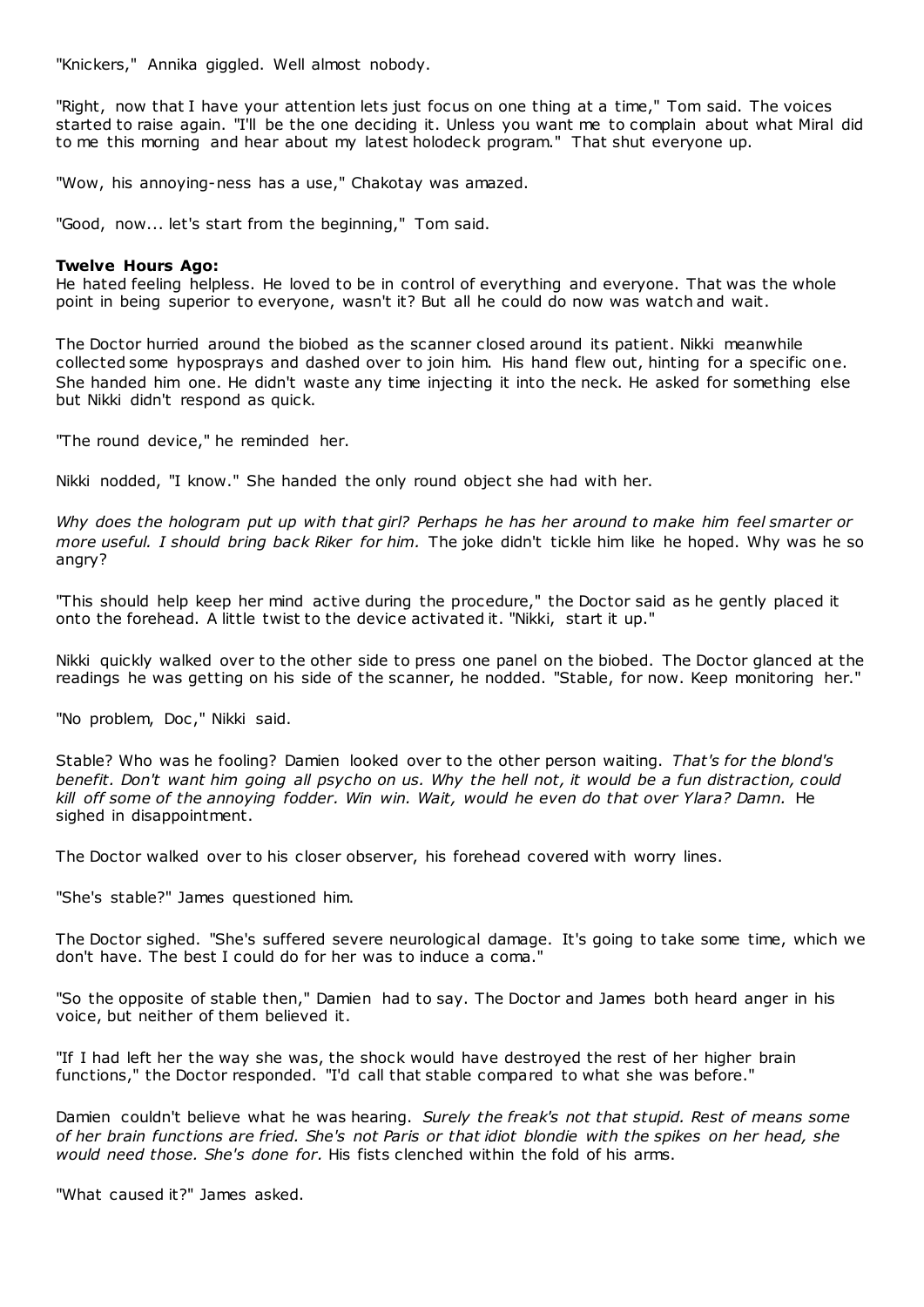"Knickers," Annika giggled. Well almost nobody.

"Right, now that I have your attention lets just focus on one thing at a time," Tom said. The voices started to raise again. "I'll be the one deciding it. Unless you want me to complain about what Miral did to me this morning and hear about my latest holodeck program." That shut everyone up.

"Wow, his annoying-ness has a use," Chakotay was amazed.

"Good, now... let's start from the beginning," Tom said.

**Twelve Hours Ago:**

He hated feeling helpless. He loved to be in control of everything and everyone. That was the whole point in being superior to everyone, wasn't it? But all he could do now was watch and wait.

The Doctor hurried around the biobed as the scanner closed around its patient. Nikki meanwhile collected some hyposprays and dashed over to join him. His hand flew out, hinting for a specific one. She handed him one. He didn't waste any time injecting it into the neck. He asked for something else but Nikki didn't respond as quick.

"The round device," he reminded her.

Nikki nodded, "I know." She handed the only round object she had with her.

*Why does the hologram put up with that girl? Perhaps he has her around to make him feel smarter or more useful. I should bring back Riker for him.* The joke didn't tickle him like he hoped. Why was he so angry?

"This should help keep her mind active during the procedure," the Doctor said as he gently placed it onto the forehead. A little twist to the device activated it. "Nikki, start it up."

Nikki quickly walked over to the other side to press one panel on the biobed. The Doctor glanced at the readings he was getting on his side of the scanner, he nodded. "Stable, for now. Keep monitoring her."

"No problem, Doc," Nikki said.

Stable? Who was he fooling? Damien looked over to the other person waiting. *That's for the blond's benefit. Don't want him going all psycho on us. Why the hell not, it would be a fun distraction, could kill off some of the annoying fodder. Win win. Wait, would he even do that over Ylara? Damn.* He sighed in disappointment.

The Doctor walked over to his closer observer, his forehead covered with worry lines.

"She's stable?" James questioned him.

The Doctor sighed. "She's suffered severe neurological damage. It's going to take some time, which we don't have. The best I could do for her was to induce a coma."

"So the opposite of stable then," Damien had to say. The Doctor and James both heard anger in his voice, but neither of them believed it.

"If I had left her the way she was, the shock would have destroyed the rest of her higher brain functions," the Doctor responded. "I'd call that stable compared to what she was before."

Damien couldn't believe what he was hearing. *Surely the freak's not that stupid. Rest of means some of her brain functions are fried. She's not Paris or that idiot blondie with the spikes on her head, she would need those. She's done for.* His fists clenched within the fold of his arms.

"What caused it?" James asked.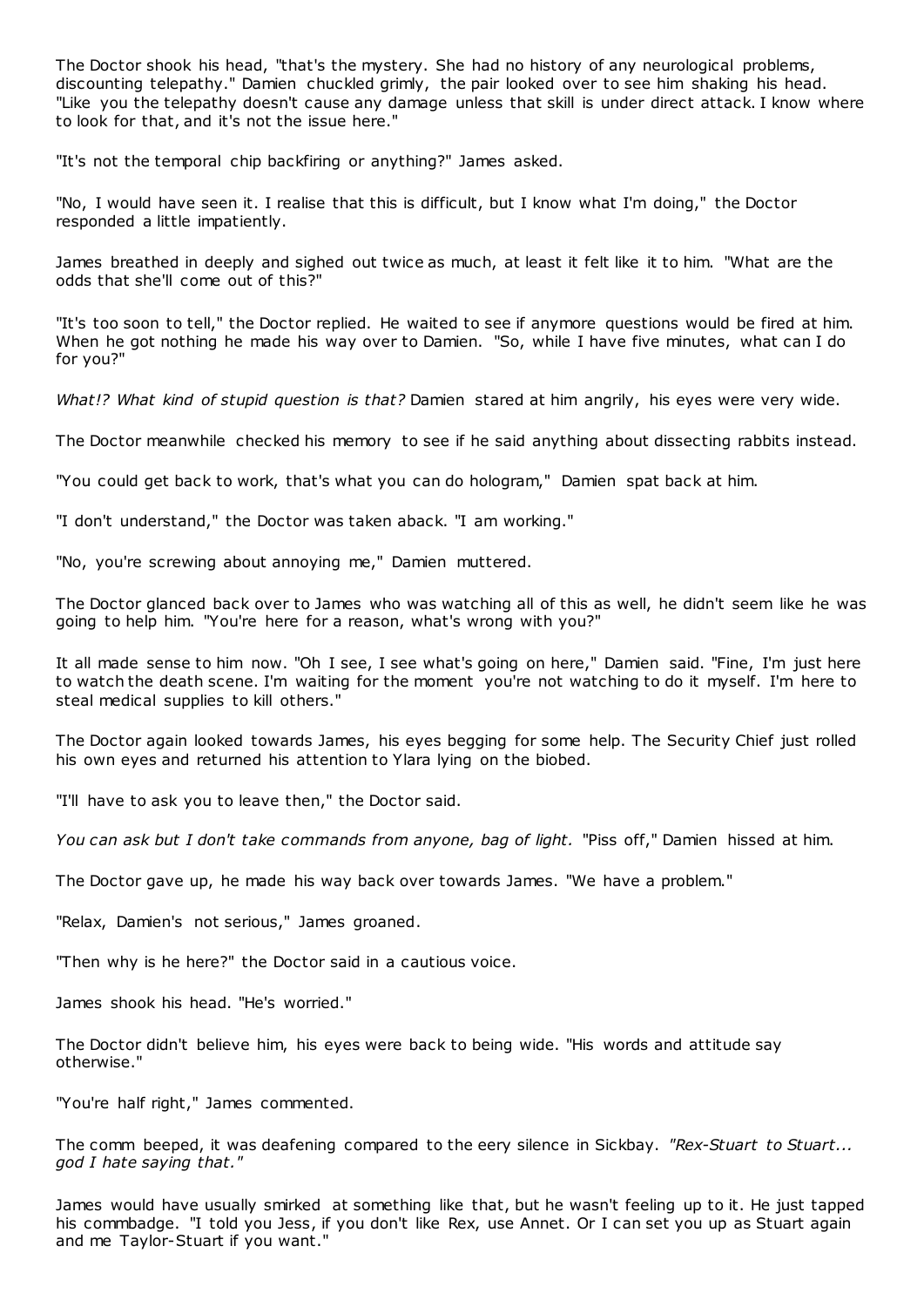The Doctor shook his head, "that's the mystery. She had no history of any neurological problems, discounting telepathy." Damien chuckled grimly, the pair looked over to see him shaking his head. "Like you the telepathy doesn't cause any damage unless that skill is under direct attack. I know where to look for that, and it's not the issue here."

"It's not the temporal chip backfiring or anything?" James asked.

"No, I would have seen it. I realise that this is difficult, but I know what I'm doing," the Doctor responded a little impatiently.

James breathed in deeply and sighed out twice as much, at least it felt like it to him. "What are the odds that she'll come out of this?"

"It's too soon to tell," the Doctor replied. He waited to see if anymore questions would be fired at him. When he got nothing he made his way over to Damien. "So, while I have five minutes, what can I do for you?"

*What!? What kind of stupid question is that?* Damien stared at him angrily, his eyes were very wide.

The Doctor meanwhile checked his memory to see if he said anything about dissecting rabbits instead.

"You could get back to work, that's what you can do hologram," Damien spat back at him.

"I don't understand," the Doctor was taken aback. "I am working."

"No, you're screwing about annoying me," Damien muttered.

The Doctor glanced back over to James who was watching all of this as well, he didn't seem like he was going to help him. "You're here for a reason, what's wrong with you?"

It all made sense to him now. "Oh I see, I see what's going on here," Damien said. "Fine, I'm just here to watch the death scene. I'm waiting for the moment you're not watching to do it myself. I'm here to steal medical supplies to kill others."

The Doctor again looked towards James, his eyes begging for some help. The Security Chief just rolled his own eyes and returned his attention to Ylara lying on the biobed.

"I'll have to ask you to leave then," the Doctor said.

*You can ask but I don't take commands from anyone, bag of light.* "Piss off," Damien hissed at him.

The Doctor gave up, he made his way back over towards James. "We have a problem."

"Relax, Damien's not serious," James groaned.

"Then why is he here?" the Doctor said in a cautious voice.

James shook his head. "He's worried."

The Doctor didn't believe him, his eyes were back to being wide. "His words and attitude say otherwise."

"You're half right," James commented.

The comm beeped, it was deafening compared to the eery silence in Sickbay. *"Rex-Stuart to Stuart... god I hate saying that."*

James would have usually smirked at something like that, but he wasn't feeling up to it. He just tapped his commbadge. "I told you Jess, if you don't like Rex, use Annet. Or I can set you up as Stuart again and me Taylor-Stuart if you want."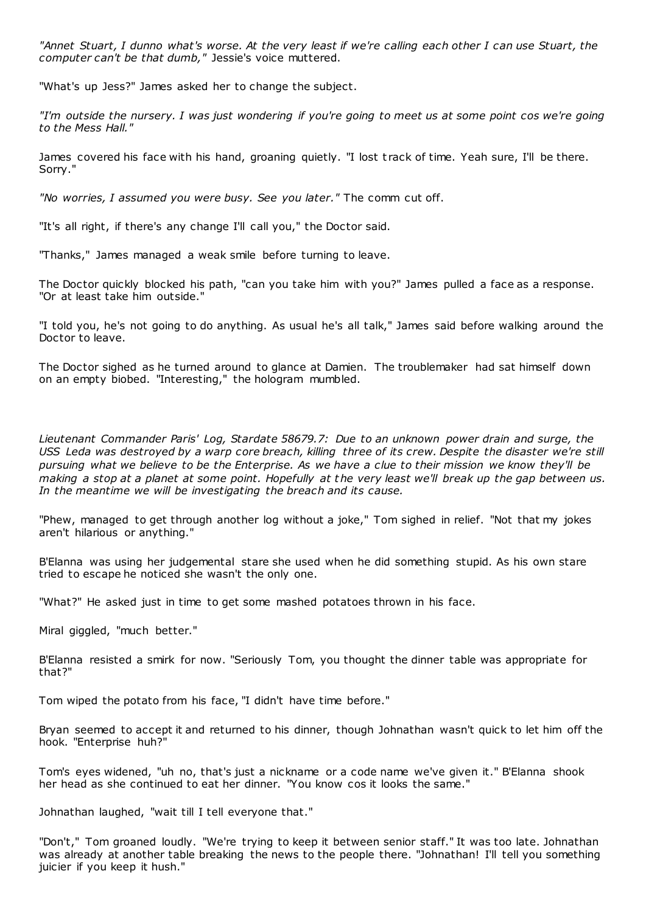*"Annet Stuart, I dunno what's worse. At the very least if we're calling each other I can use Stuart, the computer can't be that dumb,"* Jessie's voice muttered.

"What's up Jess?" James asked her to change the subject.

*"I'm outside the nursery. I was just wondering if you're going to meet us at some point cos we're going to the Mess Hall."*

James covered his face with his hand, groaning quietly. "I lost track of time. Yeah sure, I'll be there. Sorry."

*"No worries, I assumed you were busy. See you later."* The comm cut off.

"It's all right, if there's any change I'll call you," the Doctor said.

"Thanks," James managed a weak smile before turning to leave.

The Doctor quickly blocked his path, "can you take him with you?" James pulled a face as a response. "Or at least take him outside."

"I told you, he's not going to do anything. As usual he's all talk," James said before walking around the Doctor to leave.

The Doctor sighed as he turned around to glance at Damien. The troublemaker had sat himself down on an empty biobed. "Interesting," the hologram mumbled.

*Lieutenant Commander Paris' Log, Stardate 58679.7: Due to an unknown power drain and surge, the USS Leda was destroyed by a warp core breach, killing three of its crew. Despite the disaster we're still pursuing what we believe to be the Enterprise. As we have a clue to their mission we know they'll be making a stop at a planet at some point. Hopefully at the very least we'll break up the gap between us. In the meantime we will be investigating the breach and its cause.*

"Phew, managed to get through another log without a joke," Tom sighed in relief. "Not that my jokes aren't hilarious or anything."

B'Elanna was using her judgemental stare she used when he did something stupid. As his own stare tried to escape he noticed she wasn't the only one.

"What?" He asked just in time to get some mashed potatoes thrown in his face.

Miral giggled, "much better."

B'Elanna resisted a smirk for now. "Seriously Tom, you thought the dinner table was appropriate for that?"

Tom wiped the potato from his face, "I didn't have time before."

Bryan seemed to accept it and returned to his dinner, though Johnathan wasn't quick to let him off the hook. "Enterprise huh?"

Tom's eyes widened, "uh no, that's just a nickname or a code name we've given it." B'Elanna shook her head as she continued to eat her dinner. "You know cos it looks the same."

Johnathan laughed, "wait till I tell everyone that."

"Don't," Tom groaned loudly. "We're trying to keep it between senior staff." It was too late. Johnathan was already at another table breaking the news to the people there. "Johnathan! I'll tell you something juicier if you keep it hush."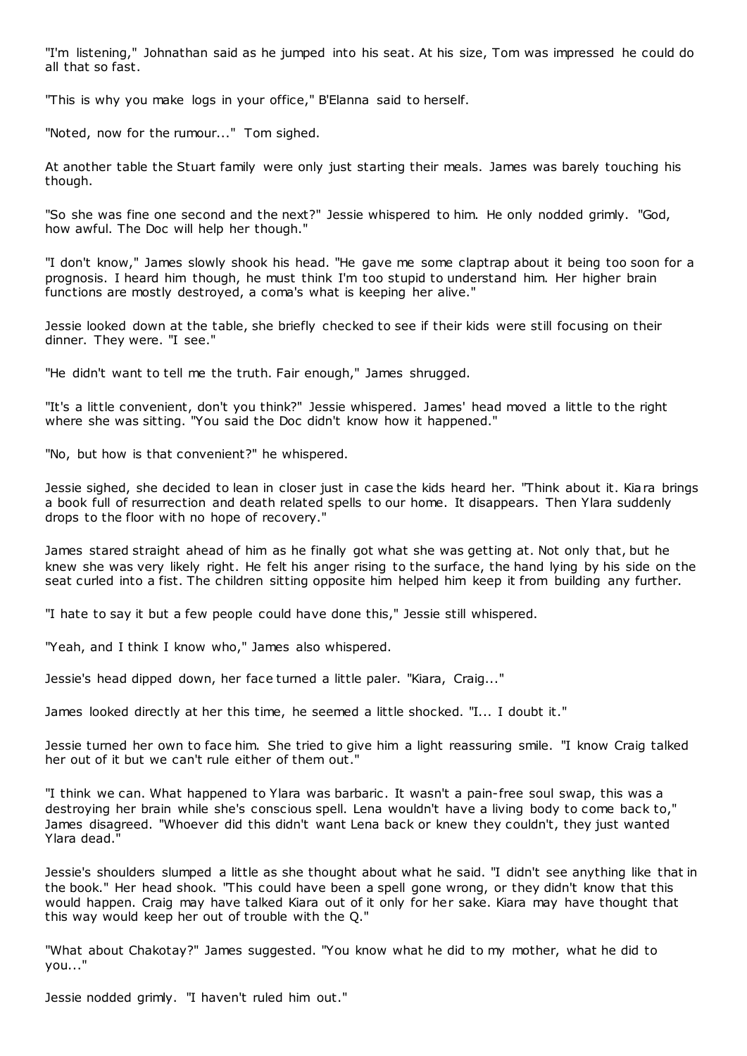"I'm listening," Johnathan said as he jumped into his seat. At his size, Tom was impressed he could do all that so fast.

"This is why you make logs in your office," B'Elanna said to herself.

"Noted, now for the rumour..." Tom sighed.

At another table the Stuart family were only just starting their meals. James was barely touching his though.

"So she was fine one second and the next?" Jessie whispered to him. He only nodded grimly. "God, how awful. The Doc will help her though."

"I don't know," James slowly shook his head. "He gave me some claptrap about it being too soon for a prognosis. I heard him though, he must think I'm too stupid to understand him. Her higher brain functions are mostly destroyed, a coma's what is keeping her alive."

Jessie looked down at the table, she briefly checked to see if their kids were still focusing on their dinner. They were. "I see."

"He didn't want to tell me the truth. Fair enough," James shrugged.

"It's a little convenient, don't you think?" Jessie whispered. James' head moved a little to the right where she was sitting. "You said the Doc didn't know how it happened."

"No, but how is that convenient?" he whispered.

Jessie sighed, she decided to lean in closer just in case the kids heard her. "Think about it. Kiara brings a book full of resurrection and death related spells to our home. It disappears. Then Ylara suddenly drops to the floor with no hope of recovery."

James stared straight ahead of him as he finally got what she was getting at. Not only that, but he knew she was very likely right. He felt his anger rising to the surface, the hand lying by his side on the seat curled into a fist. The children sitting opposite him helped him keep it from building any further.

"I hate to say it but a few people could have done this," Jessie still whispered.

"Yeah, and I think I know who," James also whispered.

Jessie's head dipped down, her face turned a little paler. "Kiara, Craig..."

James looked directly at her this time, he seemed a little shocked. "I... I doubt it."

Jessie turned her own to face him. She tried to give him a light reassuring smile. "I know Craig talked her out of it but we can't rule either of them out."

"I think we can. What happened to Ylara was barbaric. It wasn't a pain-free soul swap, this was a destroying her brain while she's conscious spell. Lena wouldn't have a living body to come back to," James disagreed. "Whoever did this didn't want Lena back or knew they couldn't, they just wanted Ylara dead."

Jessie's shoulders slumped a little as she thought about what he said. "I didn't see anything like that in the book." Her head shook. "This could have been a spell gone wrong, or they didn't know that this would happen. Craig may have talked Kiara out of it only for her sake. Kiara may have thought that this way would keep her out of trouble with the Q."

"What about Chakotay?" James suggested. "You know what he did to my mother, what he did to you..."

Jessie nodded grimly. "I haven't ruled him out."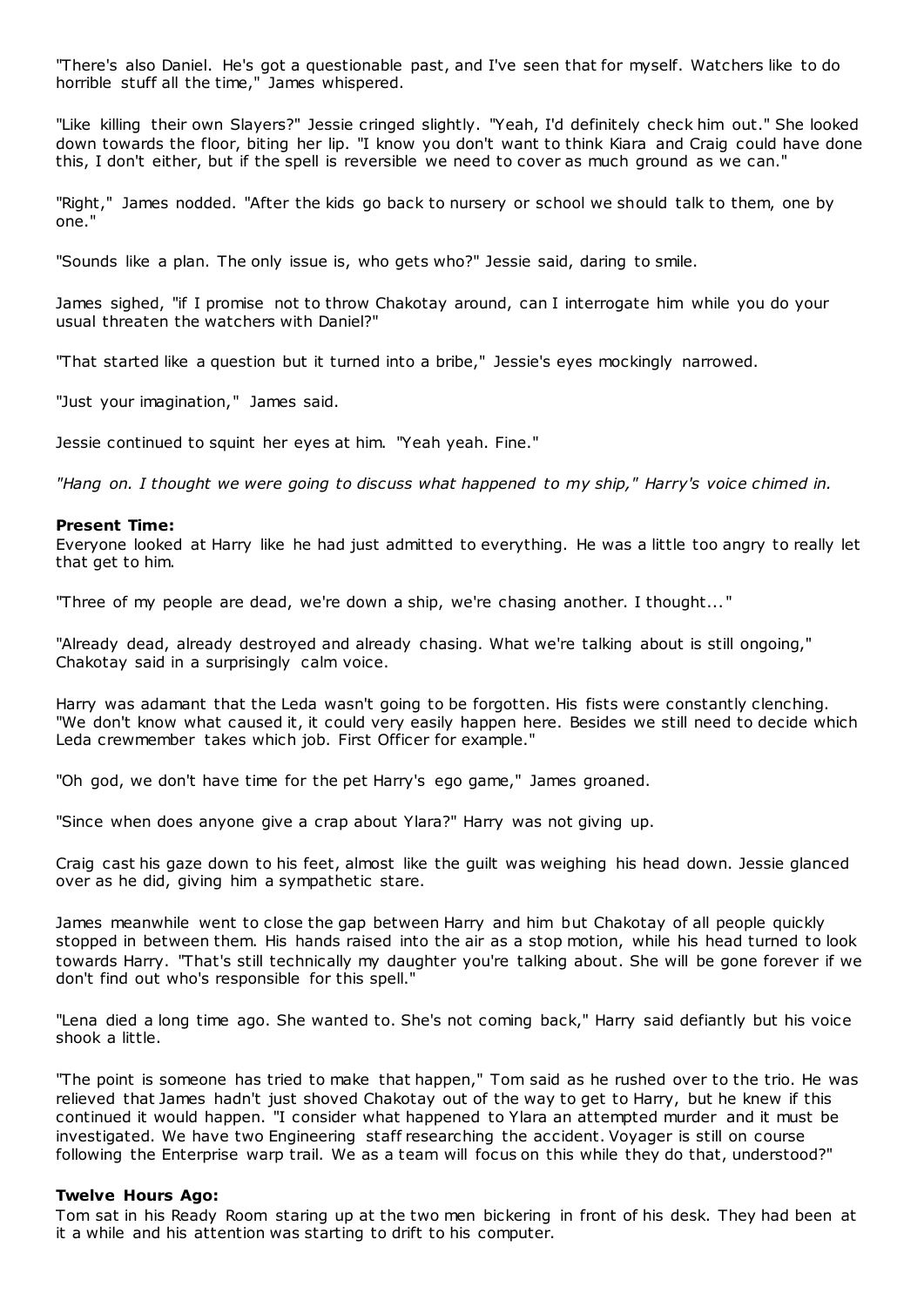"There's also Daniel. He's got a questionable past, and I've seen that for myself. Watchers like to do horrible stuff all the time," James whispered.

"Like killing their own Slayers?" Jessie cringed slightly. "Yeah, I'd definitely check him out." She looked down towards the floor, biting her lip. "I know you don't want to think Kiara and Craig could have done this, I don't either, but if the spell is reversible we need to cover as much ground as we can."

"Right," James nodded. "After the kids go back to nursery or school we should talk to them, one by one."

"Sounds like a plan. The only issue is, who gets who?" Jessie said, daring to smile.

James sighed, "if I promise not to throw Chakotay around, can I interrogate him while you do your usual threaten the watchers with Daniel?"

"That started like a question but it turned into a bribe," Jessie's eyes mockingly narrowed.

"Just your imagination," James said.

Jessie continued to squint her eyes at him. "Yeah yeah. Fine."

*"Hang on. I thought we were going to discuss what happened to my ship," Harry's voice chimed in.*

**Present Time:**

Everyone looked at Harry like he had just admitted to everything. He was a little too angry to really let that get to him.

"Three of my people are dead, we're down a ship, we're chasing another. I thought... "

"Already dead, already destroyed and already chasing. What we're talking about is still ongoing," Chakotay said in a surprisingly calm voice.

Harry was adamant that the Leda wasn't going to be forgotten. His fists were constantly clenching. "We don't know what caused it, it could very easily happen here. Besides we still need to decide which Leda crewmember takes which job. First Officer for example."

"Oh god, we don't have time for the pet Harry's ego game," James groaned.

"Since when does anyone give a crap about Ylara?" Harry was not giving up.

Craig cast his gaze down to his feet, almost like the guilt was weighing his head down. Jessie glanced over as he did, giving him a sympathetic stare.

James meanwhile went to close the gap between Harry and him but Chakotay of all people quickly stopped in between them. His hands raised into the air as a stop motion, while his head turned to look towards Harry. "That's still technically my daughter you're talking about. She will be gone forever if we don't find out who's responsible for this spell."

"Lena died a long time ago. She wanted to. She's not coming back," Harry said defiantly but his voice shook a little.

"The point is someone has tried to make that happen," Tom said as he rushed over to the trio. He was relieved that James hadn't just shoved Chakotay out of the way to get to Harry, but he knew if this continued it would happen. "I consider what happened to Ylara an attempted murder and it must be investigated. We have two Engineering staff researching the accident. Voyager is still on course following the Enterprise warp trail. We as a team will focus on this while they do that, understood?"

**Twelve Hours Ago:**

Tom sat in his Ready Room staring up at the two men bickering in front of his desk. They had been at it a while and his attention was starting to drift to his computer.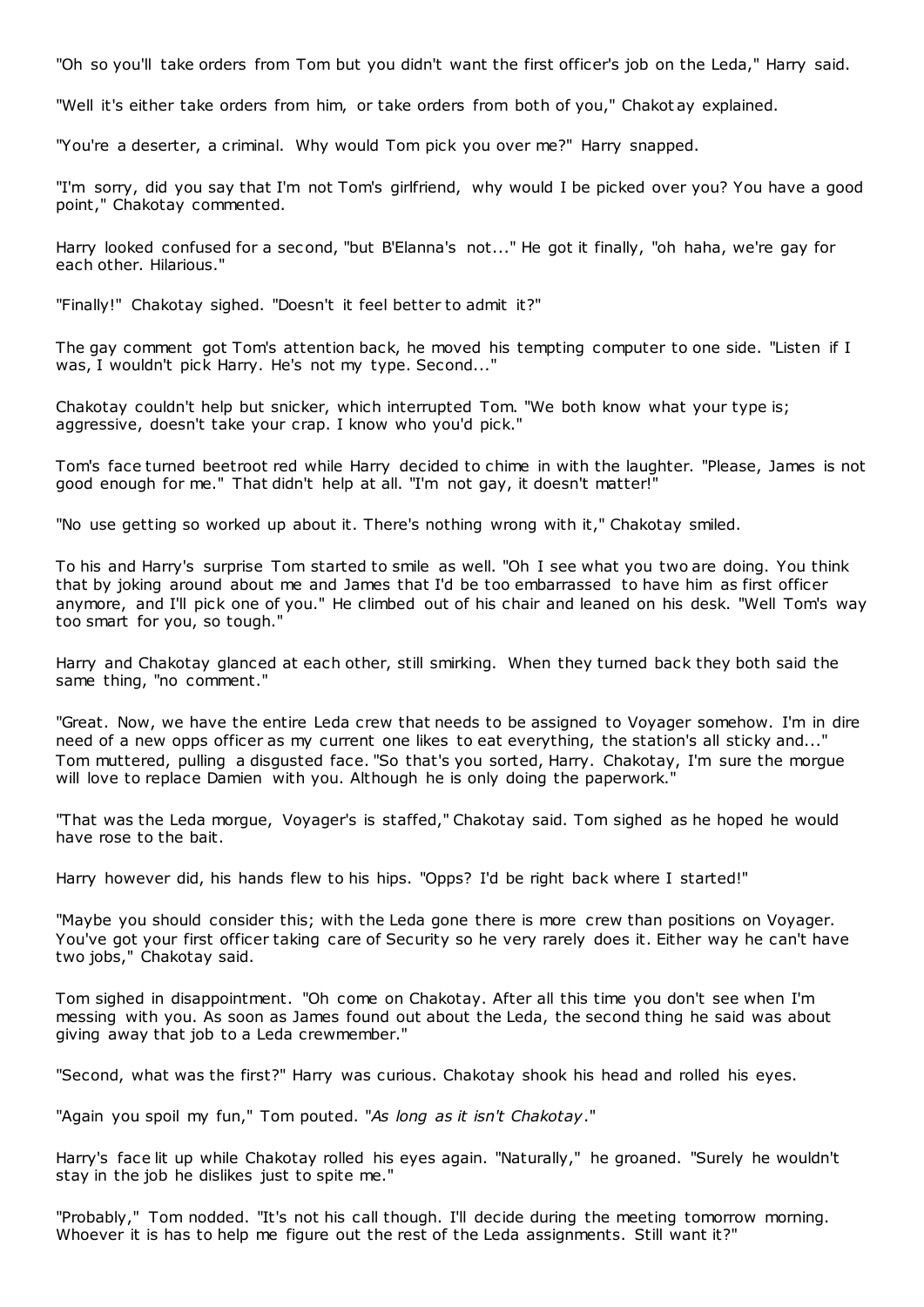"Oh so you'll take orders from Tom but you didn't want the first officer's job on the Leda," Harry said.

"Well it's either take orders from him, or take orders from both of you," Chakotay explained.

"You're a deserter, a criminal. Why would Tom pick you over me?" Harry snapped.

"I'm sorry, did you say that I'm not Tom's girlfriend, why would I be picked over you? You have a good point," Chakotay commented.

Harry looked confused for a second, "but B'Elanna's not..." He got it finally, "oh haha, we're gay for each other. Hilarious."

"Finally!" Chakotay sighed. "Doesn't it feel better to admit it?"

The gay comment got Tom's attention back, he moved his tempting computer to one side. "Listen if I was, I wouldn't pick Harry. He's not my type. Second..."

Chakotay couldn't help but snicker, which interrupted Tom. "We both know what your type is; aggressive, doesn't take your crap. I know who you'd pick."

Tom's face turned beetroot red while Harry decided to chime in with the laughter. "Please, James is not good enough for me." That didn't help at all. "I'm not gay, it doesn't matter!"

"No use getting so worked up about it. There's nothing wrong with it," Chakotay smiled.

To his and Harry's surprise Tom started to smile as well. "Oh I see what you two are doing. You think that by joking around about me and James that I'd be too embarrassed to have him as first officer anymore, and I'll pick one of you." He climbed out of his chair and leaned on his desk. "Well Tom's way too smart for you, so tough."

Harry and Chakotay glanced at each other, still smirking. When they turned back they both said the same thing, "no comment."

"Great. Now, we have the entire Leda crew that needs to be assigned to Voyager somehow. I'm in dire need of a new opps officer as my current one likes to eat everything, the station's all sticky and..." Tom muttered, pulling a disgusted face. "So that's you sorted, Harry. Chakotay, I'm sure the morgue will love to replace Damien with you. Although he is only doing the paperwork."

"That was the Leda morgue, Voyager's is staffed," Chakotay said. Tom sighed as he hoped he would have rose to the bait.

Harry however did, his hands flew to his hips. "Opps? I'd be right back where I started!"

"Maybe you should consider this; with the Leda gone there is more crew than positions on Voyager. You've got your first officer taking care of Security so he very rarely does it. Either way he can't have two jobs," Chakotay said.

Tom sighed in disappointment. "Oh come on Chakotay. After all this time you don't see when I'm messing with you. As soon as James found out about the Leda, the second thing he said was about giving away that job to a Leda crewmember."

"Second, what was the first?" Harry was curious. Chakotay shook his head and rolled his eyes.

"Again you spoil my fun," Tom pouted. "*As long as it isn't Chakotay*."

Harry's face lit up while Chakotay rolled his eyes again. "Naturally," he groaned. "Surely he wouldn't stay in the job he dislikes just to spite me."

"Probably," Tom nodded. "It's not his call though. I'll decide during the meeting tomorrow morning. Whoever it is has to help me figure out the rest of the Leda assignments. Still want it?"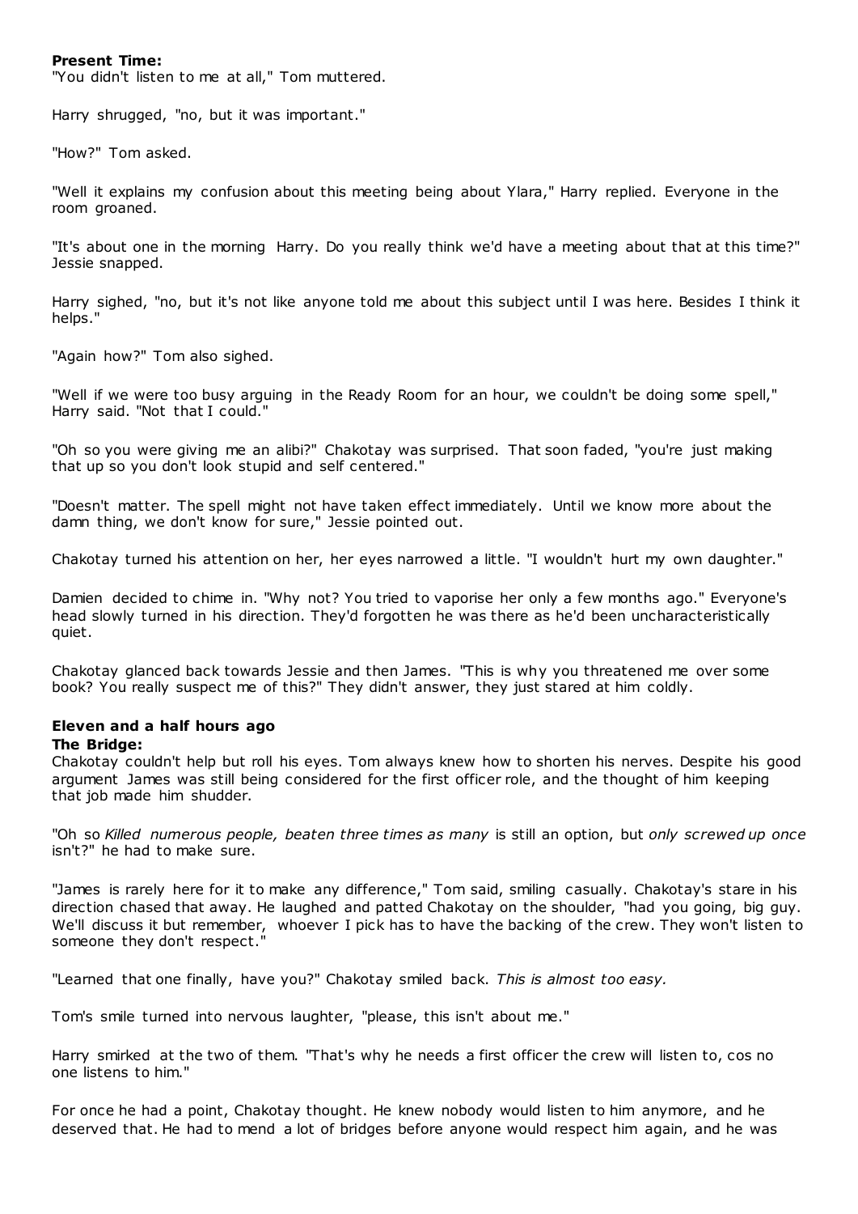**Present Time:**

"You didn't listen to me at all," Tom muttered.

Harry shrugged, "no, but it was important."

"How?" Tom asked.

"Well it explains my confusion about this meeting being about Ylara," Harry replied. Everyone in the room groaned.

"It's about one in the morning Harry. Do you really think we'd have a meeting about that at this time?" Jessie snapped.

Harry sighed, "no, but it's not like anyone told me about this subject until I was here. Besides I think it helps."

"Again how?" Tom also sighed.

"Well if we were too busy arguing in the Ready Room for an hour, we couldn't be doing some spell," Harry said. "Not that I could."

"Oh so you were giving me an alibi?" Chakotay was surprised. That soon faded, "you're just making that up so you don't look stupid and self centered."

"Doesn't matter. The spell might not have taken effect immediately. Until we know more about the damn thing, we don't know for sure," Jessie pointed out.

Chakotay turned his attention on her, her eyes narrowed a little. "I wouldn't hurt my own daughter."

Damien decided to chime in. "Why not? You tried to vaporise her only a few months ago." Everyone's head slowly turned in his direction. They'd forgotten he was there as he'd been uncharacteristically quiet.

Chakotay glanced back towards Jessie and then James. "This is why you threatened me over some book? You really suspect me of this?" They didn't answer, they just stared at him coldly.

**Eleven and a half hours ago**

**The Bridge:**

Chakotay couldn't help but roll his eyes. Tom always knew how to shorten his nerves. Despite his good argument James was still being considered for the first officer role, and the thought of him keeping that job made him shudder.

"Oh so *Killed numerous people, beaten three times as many* is still an option, but *only screwed up once* isn't?" he had to make sure.

"James is rarely here for it to make any difference," Tom said, smiling casually. Chakotay's stare in his direction chased that away. He laughed and patted Chakotay on the shoulder, "had you going, big guy. We'll discuss it but remember, whoever I pick has to have the backing of the crew. They won't listen to someone they don't respect."

"Learned that one finally, have you?" Chakotay smiled back. *This is almost too easy.*

Tom's smile turned into nervous laughter, "please, this isn't about me."

Harry smirked at the two of them. "That's why he needs a first officer the crew will listen to, cos no one listens to him."

For once he had a point, Chakotay thought. He knew nobody would listen to him anymore, and he deserved that. He had to mend a lot of bridges before anyone would respect him again, and he was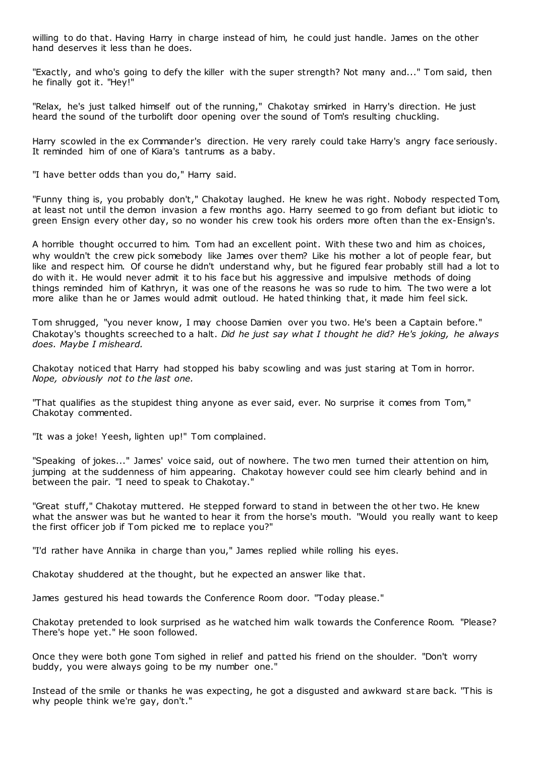willing to do that. Having Harry in charge instead of him, he could just handle. James on the other hand deserves it less than he does.

"Exactly, and who's going to defy the killer with the super strength? Not many and..." Tom said, then he finally got it. "Hey!"

"Relax, he's just talked himself out of the running," Chakotay smirked in Harry's direction. He just heard the sound of the turbolift door opening over the sound of Tom's resulting chuckling.

Harry scowled in the ex Commander's direction. He very rarely could take Harry's angry face seriously. It reminded him of one of Kiara's tantrums as a baby.

"I have better odds than you do," Harry said.

"Funny thing is, you probably don't," Chakotay laughed. He knew he was right. Nobody respected Tom, at least not until the demon invasion a few months ago. Harry seemed to go from defiant but idiotic to green Ensign every other day, so no wonder his crew took his orders more often than the ex-Ensign's.

A horrible thought occurred to him. Tom had an excellent point. With these two and him as choices, why wouldn't the crew pick somebody like James over them? Like his mother a lot of people fear, but like and respect him. Of course he didn't understand why, but he figured fear probably still had a lot to do with it. He would never admit it to his face but his aggressive and impulsive methods of doing things reminded him of Kathryn, it was one of the reasons he was so rude to him. The two were a lot more alike than he or James would admit outloud. He hated thinking that, it made him feel sick.

Tom shrugged, "you never know, I may choose Damien over you two. He's been a Captain before." Chakotay's thoughts screeched to a halt. *Did he just say what I thought he did? He's joking, he always does. Maybe I misheard.*

Chakotay noticed that Harry had stopped his baby scowling and was just staring at Tom in horror. *Nope, obviously not to the last one.*

"That qualifies as the stupidest thing anyone as ever said, ever. No surprise it comes from Tom," Chakotay commented.

"It was a joke! Yeesh, lighten up!" Tom complained.

"Speaking of jokes..." James' voice said, out of nowhere. The two men turned their attention on him, jumping at the suddenness of him appearing. Chakotay however could see him clearly behind and in between the pair. "I need to speak to Chakotay."

"Great stuff," Chakotay muttered. He stepped forward to stand in between the other two. He knew what the answer was but he wanted to hear it from the horse's mouth. "Would you really want to keep the first officer job if Tom picked me to replace you?"

"I'd rather have Annika in charge than you," James replied while rolling his eyes.

Chakotay shuddered at the thought, but he expected an answer like that.

James gestured his head towards the Conference Room door. "Today please."

Chakotay pretended to look surprised as he watched him walk towards the Conference Room. "Please? There's hope yet." He soon followed.

Once they were both gone Tom sighed in relief and patted his friend on the shoulder. "Don't worry buddy, you were always going to be my number one."

Instead of the smile or thanks he was expecting, he got a disgusted and awkward stare back. "This is why people think we're gay, don't."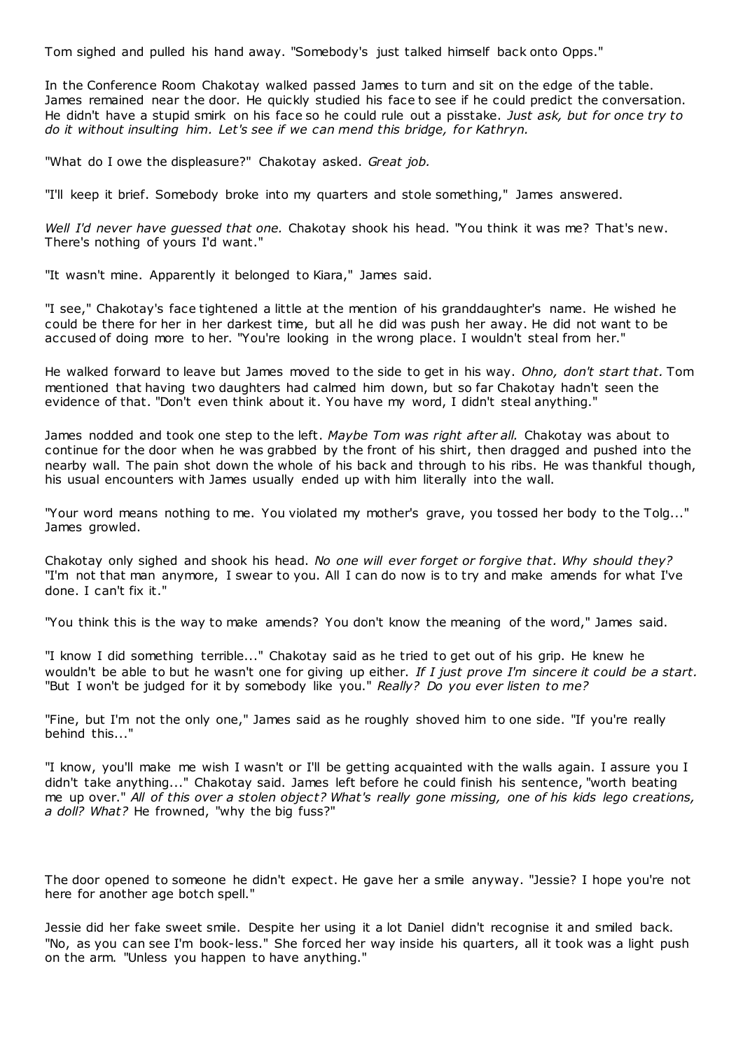Tom sighed and pulled his hand away. "Somebody's just talked himself back onto Opps."

In the Conference Room Chakotay walked passed James to turn and sit on the edge of the table. James remained near the door. He quickly studied his face to see if he could predict the conversation. He didn't have a stupid smirk on his face so he could rule out a pisstake. *Just ask, but for once try to do it without insulting him. Let's see if we can mend this bridge, for Kathryn.*

"What do I owe the displeasure?" Chakotay asked. *Great job.*

"I'll keep it brief. Somebody broke into my quarters and stole something," James answered.

*Well I'd never have guessed that one.* Chakotay shook his head. "You think it was me? That's new. There's nothing of yours I'd want."

"It wasn't mine. Apparently it belonged to Kiara," James said.

"I see," Chakotay's face tightened a little at the mention of his granddaughter's name. He wished he could be there for her in her darkest time, but all he did was push her away. He did not want to be accused of doing more to her. "You're looking in the wrong place. I wouldn't steal from her."

He walked forward to leave but James moved to the side to get in his way. *Ohno, don't start that.* Tom mentioned that having two daughters had calmed him down, but so far Chakotay hadn't seen the evidence of that. "Don't even think about it. You have my word, I didn't steal anything."

James nodded and took one step to the left. *Maybe Tom was right after all.* Chakotay was about to continue for the door when he was grabbed by the front of his shirt, then dragged and pushed into the nearby wall. The pain shot down the whole of his back and through to his ribs. He was thankful though, his usual encounters with James usually ended up with him literally into the wall.

"Your word means nothing to me. You violated my mother's grave, you tossed her body to the Tolg..." James growled.

Chakotay only sighed and shook his head. *No one will ever forget or forgive that. Why should they?* "I'm not that man anymore, I swear to you. All I can do now is to try and make amends for what I've done. I can't fix it."

"You think this is the way to make amends? You don't know the meaning of the word," James said.

"I know I did something terrible..." Chakotay said as he tried to get out of his grip. He knew he wouldn't be able to but he wasn't one for giving up either. *If I just prove I'm sincere it could be a start.* "But I won't be judged for it by somebody like you." *Really? Do you ever listen to me?*

"Fine, but I'm not the only one," James said as he roughly shoved him to one side. "If you're really behind this..."

"I know, you'll make me wish I wasn't or I'll be getting acquainted with the walls again. I assure you I didn't take anything..." Chakotay said. James left before he could finish his sentence, "worth beating me up over." *All of this over a stolen object? What's really gone missing, one of his kids lego creations, a doll? What?* He frowned, "why the big fuss?"

The door opened to someone he didn't expect. He gave her a smile anyway. "Jessie? I hope you're not here for another age botch spell."

Jessie did her fake sweet smile. Despite her using it a lot Daniel didn't recognise it and smiled back. "No, as you can see I'm book-less." She forced her way inside his quarters, all it took was a light push on the arm. "Unless you happen to have anything."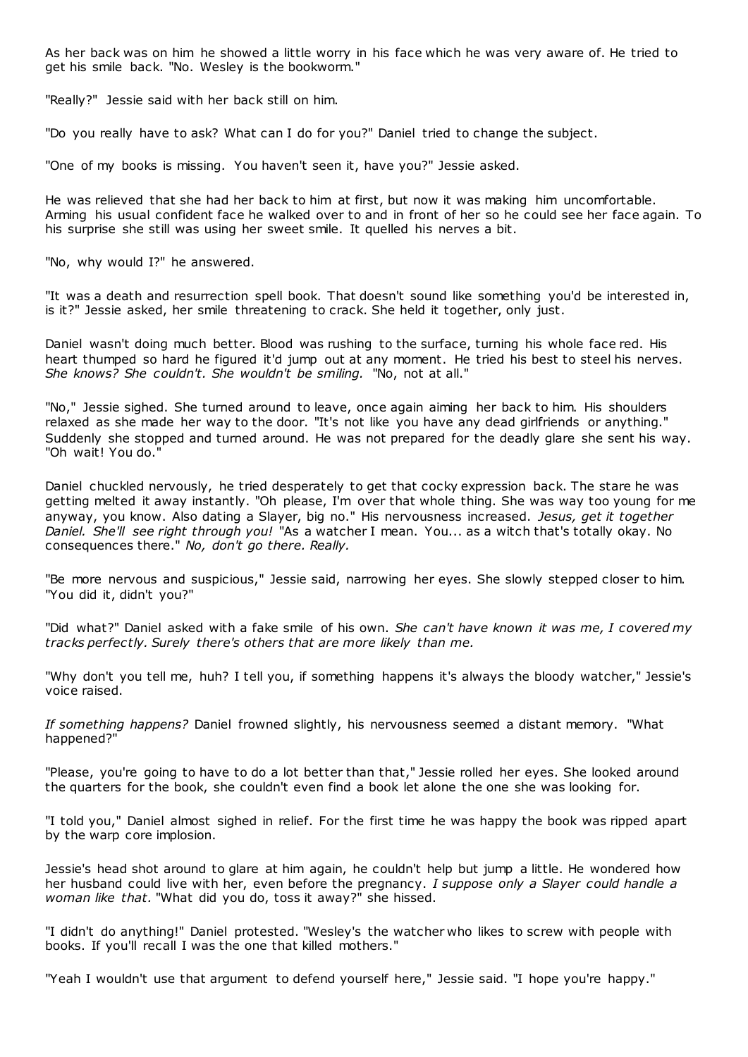As her back was on him he showed a little worry in his face which he was very aware of. He tried to get his smile back. "No. Wesley is the bookworm."

"Really?" Jessie said with her back still on him.

"Do you really have to ask? What can I do for you?" Daniel tried to change the subject.

"One of my books is missing. You haven't seen it, have you?" Jessie asked.

He was relieved that she had her back to him at first, but now it was making him uncomfortable. Arming his usual confident face he walked over to and in front of her so he could see her face again. To his surprise she still was using her sweet smile. It quelled his nerves a bit.

"No, why would I?" he answered.

"It was a death and resurrection spell book. That doesn't sound like something you'd be interested in, is it?" Jessie asked, her smile threatening to crack. She held it together, only just.

Daniel wasn't doing much better. Blood was rushing to the surface, turning his whole face red. His heart thumped so hard he figured it'd jump out at any moment. He tried his best to steel his nerves. *She knows? She couldn't. She wouldn't be smiling.* "No, not at all."

"No," Jessie sighed. She turned around to leave, once again aiming her back to him. His shoulders relaxed as she made her way to the door. "It's not like you have any dead girlfriends or anything." Suddenly she stopped and turned around. He was not prepared for the deadly glare she sent his way. "Oh wait! You do."

Daniel chuckled nervously, he tried desperately to get that cocky expression back. The stare he was getting melted it away instantly. "Oh please, I'm over that whole thing. She was way too young for me anyway, you know. Also dating a Slayer, big no." His nervousness increased. *Jesus, get it together Daniel. She'll see right through you!* "As a watcher I mean. You... as a witch that's totally okay. No consequences there." *No, don't go there. Really.*

"Be more nervous and suspicious," Jessie said, narrowing her eyes. She slowly stepped closer to him. "You did it, didn't you?"

"Did what?" Daniel asked with a fake smile of his own. *She can't have known it was me, I covered my tracks perfectly. Surely there's others that are more likely than me.*

"Why don't you tell me, huh? I tell you, if something happens it's always the bloody watcher," Jessie's voice raised.

*If something happens?* Daniel frowned slightly, his nervousness seemed a distant memory. "What happened?"

"Please, you're going to have to do a lot better than that," Jessie rolled her eyes. She looked around the quarters for the book, she couldn't even find a book let alone the one she was looking for.

"I told you," Daniel almost sighed in relief. For the first time he was happy the book was ripped apart by the warp core implosion.

Jessie's head shot around to glare at him again, he couldn't help but jump a little. He wondered how her husband could live with her, even before the pregnancy. *I suppose only a Slayer could handle a woman like that.* "What did you do, toss it away?" she hissed.

"I didn't do anything!" Daniel protested. "Wesley's the watcher who likes to screw with people with books. If you'll recall I was the one that killed mothers."

"Yeah I wouldn't use that argument to defend yourself here," Jessie said. "I hope you're happy."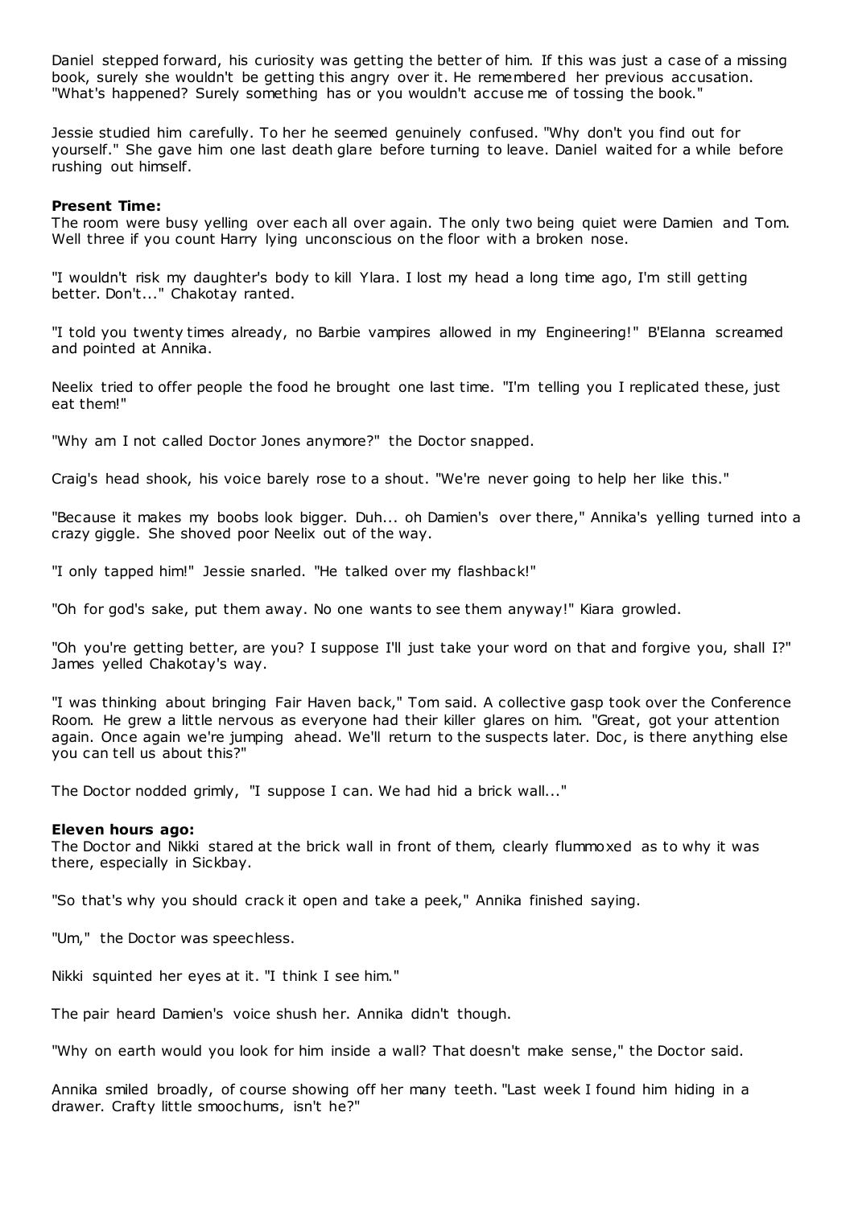Daniel stepped forward, his curiosity was getting the better of him. If this was just a case of a missing book, surely she wouldn't be getting this angry over it. He remembered her previous accusation. "What's happened? Surely something has or you wouldn't accuse me of tossing the book."

Jessie studied him carefully. To her he seemed genuinely confused. "Why don't you find out for yourself." She gave him one last death glare before turning to leave. Daniel waited for a while before rushing out himself.

**Present Time:**
The room were busy yelling over each all over again. The only two being quiet were Damien and Tom. Well three if you count Harry lying unconscious on the floor with a broken nose.

"I wouldn't risk my daughter's body to kill Ylara. I lost my head a long time ago, I'm still getting better. Don't..." Chakotay ranted.

"I told you twenty times already, no Barbie vampires allowed in my Engineering!" B'Elanna screamed and pointed at Annika.

Neelix tried to offer people the food he brought one last time. "I'm telling you I replicated these, just eat them!"

"Why am I not called Doctor Jones anymore?" the Doctor snapped.

Craig's head shook, his voice barely rose to a shout. "We're never going to help her like this."

"Because it makes my boobs look bigger. Duh... oh Damien's over there," Annika's yelling turned into a crazy giggle. She shoved poor Neelix out of the way.

"I only tapped him!" Jessie snarled. "He talked over my flashback!"

"Oh for god's sake, put them away. No one wants to see them anyway!" Kiara growled.

"Oh you're getting better, are you? I suppose I'll just take your word on that and forgive you, shall I?" James yelled Chakotay's way.

"I was thinking about bringing Fair Haven back," Tom said. A collective gasp took over the Conference Room. He grew a little nervous as everyone had their killer glares on him. "Great, got your attention again. Once again we're jumping ahead. We'll return to the suspects later. Doc, is there anything else you can tell us about this?"

The Doctor nodded grimly, "I suppose I can. We had hid a brick wall..."

**Eleven hours ago:**
The Doctor and Nikki stared at the brick wall in front of them, clearly flummoxed as to why it was there, especially in Sickbay.

"So that's why you should crack it open and take a peek," Annika finished saying.

"Um," the Doctor was speechless.

Nikki squinted her eyes at it. "I think I see him."

The pair heard Damien's voice shush her. Annika didn't though.

"Why on earth would you look for him inside a wall? That doesn't make sense," the Doctor said.

Annika smiled broadly, of course showing off her many teeth. "Last week I found him hiding in a drawer. Crafty little smoochums, isn't he?"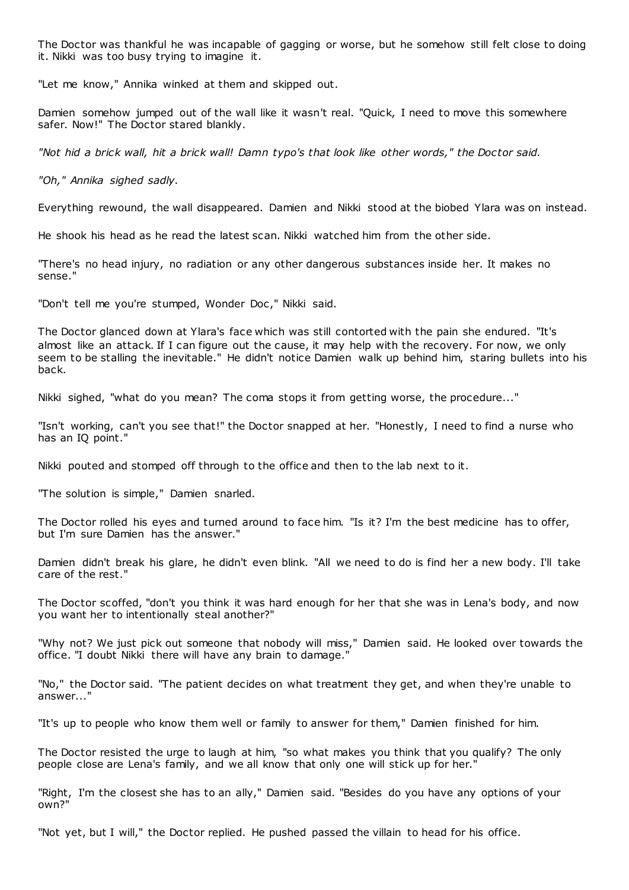The Doctor was thankful he was incapable of gagging or worse, but he somehow still felt close to doing it. Nikki was too busy trying to imagine it.

"Let me know," Annika winked at them and skipped out.

Damien somehow jumped out of the wall like it wasn't real. "Quick, I need to move this somewhere safer. Now!" The Doctor stared blankly.

*"Not hid a brick wall, hit a brick wall! Damn typo's that look like other words," the Doctor said.*

*"Oh," Annika sighed sadly.*

Everything rewound, the wall disappeared. Damien and Nikki stood at the biobed Ylara was on instead.

He shook his head as he read the latest scan. Nikki watched him from the other side.

"There's no head injury, no radiation or any other dangerous substances inside her. It makes no sense."

"Don't tell me you're stumped, Wonder Doc," Nikki said.

The Doctor glanced down at Ylara's face which was still contorted with the pain she endured. "It's almost like an attack. If I can figure out the cause, it may help with the recovery. For now, we only seem to be stalling the inevitable." He didn't notice Damien walk up behind him, staring bullets into his back.

Nikki sighed, "what do you mean? The coma stops it from getting worse, the procedure..."

"Isn't working, can't you see that!" the Doctor snapped at her. "Honestly, I need to find a nurse who has an IQ point."

Nikki pouted and stomped off through to the office and then to the lab next to it.

"The solution is simple," Damien snarled.

The Doctor rolled his eyes and turned around to face him. "Is it? I'm the best medicine has to offer, but I'm sure Damien has the answer."

Damien didn't break his glare, he didn't even blink. "All we need to do is find her a new body. I'll take care of the rest."

The Doctor scoffed, "don't you think it was hard enough for her that she was in Lena's body, and now you want her to intentionally steal another?"

"Why not? We just pick out someone that nobody will miss," Damien said. He looked over towards the office. "I doubt Nikki there will have any brain to damage."

"No," the Doctor said. "The patient decides on what treatment they get, and when they're unable to answer..."

"It's up to people who know them well or family to answer for them," Damien finished for him.

The Doctor resisted the urge to laugh at him, "so what makes you think that you qualify? The only people close are Lena's family, and we all know that only one will stick up for her."

"Right, I'm the closest she has to an ally," Damien said. "Besides do you have any options of your own?"

"Not yet, but I will," the Doctor replied. He pushed passed the villain to head for his office.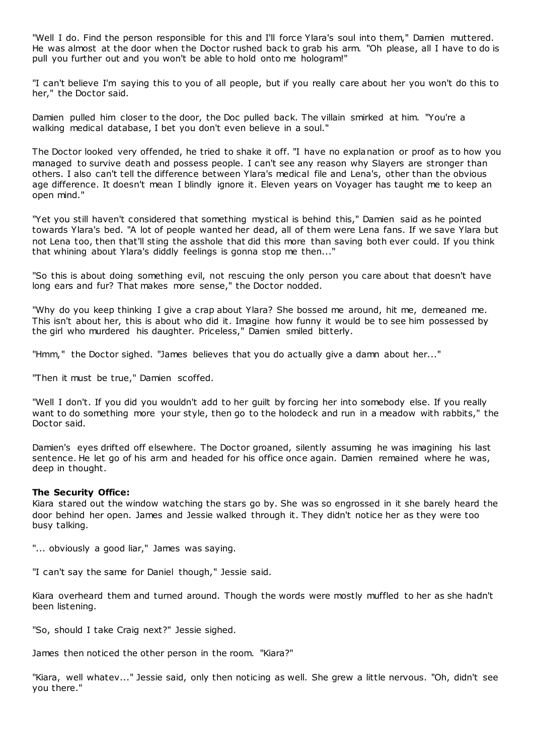"Well I do. Find the person responsible for this and I'll force Ylara's soul into them," Damien muttered. He was almost at the door when the Doctor rushed back to grab his arm. "Oh please, all I have to do is pull you further out and you won't be able to hold onto me hologram!"

"I can't believe I'm saying this to you of all people, but if you really care about her you won't do this to her," the Doctor said.

Damien pulled him closer to the door, the Doc pulled back. The villain smirked at him. "You're a walking medical database, I bet you don't even believe in a soul."

The Doctor looked very offended, he tried to shake it off. "I have no explanation or proof as to how you managed to survive death and possess people. I can't see any reason why Slayers are stronger than others. I also can't tell the difference between Ylara's medical file and Lena's, other than the obvious age difference. It doesn't mean I blindly ignore it. Eleven years on Voyager has taught me to keep an open mind."

"Yet you still haven't considered that something mystical is behind this," Damien said as he pointed towards Ylara's bed. "A lot of people wanted her dead, all of them were Lena fans. If we save Ylara but not Lena too, then that'll sting the asshole that did this more than saving both ever could. If you think that whining about Ylara's diddly feelings is gonna stop me then..."

"So this is about doing something evil, not rescuing the only person you care about that doesn't have long ears and fur? That makes more sense," the Doctor nodded.

"Why do you keep thinking I give a crap about Ylara? She bossed me around, hit me, demeaned me. This isn't about her, this is about who did it. Imagine how funny it would be to see him possessed by the girl who murdered his daughter. Priceless," Damien smiled bitterly.

"Hmm," the Doctor sighed. "James believes that you do actually give a damn about her..."

"Then it must be true," Damien scoffed.

"Well I don't. If you did you wouldn't add to her guilt by forcing her into somebody else. If you really want to do something more your style, then go to the holodeck and run in a meadow with rabbits," the Doctor said.

Damien's eyes drifted off elsewhere. The Doctor groaned, silently assuming he was imagining his last sentence. He let go of his arm and headed for his office once again. Damien remained where he was, deep in thought.

**The Security Office:**
Kiara stared out the window watching the stars go by. She was so engrossed in it she barely heard the door behind her open. James and Jessie walked through it. They didn't notice her as they were too busy talking.

"... obviously a good liar," James was saying.

"I can't say the same for Daniel though," Jessie said.

Kiara overheard them and turned around. Though the words were mostly muffled to her as she hadn't been listening.

"So, should I take Craig next?" Jessie sighed.

James then noticed the other person in the room. "Kiara?"

"Kiara, well whatev..." Jessie said, only then noticing as well. She grew a little nervous. "Oh, didn't see you there."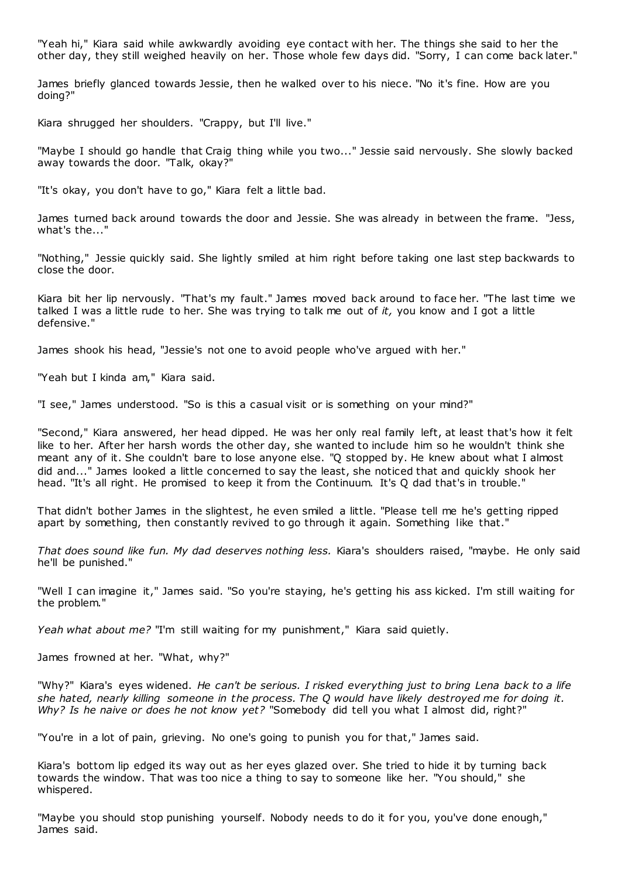"Yeah hi," Kiara said while awkwardly avoiding eye contact with her. The things she said to her the other day, they still weighed heavily on her. Those whole few days did. "Sorry, I can come back later."

James briefly glanced towards Jessie, then he walked over to his niece. "No it's fine. How are you doing?"

Kiara shrugged her shoulders. "Crappy, but I'll live."

"Maybe I should go handle that Craig thing while you two..." Jessie said nervously. She slowly backed away towards the door. "Talk, okay?"

"It's okay, you don't have to go," Kiara felt a little bad.

James turned back around towards the door and Jessie. She was already in between the frame. "Jess, what's the..."

"Nothing," Jessie quickly said. She lightly smiled at him right before taking one last step backwards to close the door.

Kiara bit her lip nervously. "That's my fault." James moved back around to face her. "The last time we talked I was a little rude to her. She was trying to talk me out of *it,* you know and I got a little defensive."

James shook his head, "Jessie's not one to avoid people who've argued with her."

"Yeah but I kinda am," Kiara said.

"I see," James understood. "So is this a casual visit or is something on your mind?"

"Second," Kiara answered, her head dipped. He was her only real family left, at least that's how it felt like to her. After her harsh words the other day, she wanted to include him so he wouldn't think she meant any of it. She couldn't bare to lose anyone else. "Q stopped by. He knew about what I almost did and..." James looked a little concerned to say the least, she noticed that and quickly shook her head. "It's all right. He promised to keep it from the Continuum. It's Q dad that's in trouble."

That didn't bother James in the slightest, he even smiled a little. "Please tell me he's getting ripped apart by something, then constantly revived to go through it again. Something like that."

*That does sound like fun. My dad deserves nothing less.* Kiara's shoulders raised, "maybe. He only said he'll be punished."

"Well I can imagine it," James said. "So you're staying, he's getting his ass kicked. I'm still waiting for the problem."

*Yeah what about me?* "I'm still waiting for my punishment," Kiara said quietly.

James frowned at her. "What, why?"

"Why?" Kiara's eyes widened. *He can't be serious. I risked everything just to bring Lena back to a life she hated, nearly killing someone in the process. The Q would have likely destroyed me for doing it. Why? Is he naive or does he not know yet?* "Somebody did tell you what I almost did, right?"

"You're in a lot of pain, grieving. No one's going to punish you for that," James said.

Kiara's bottom lip edged its way out as her eyes glazed over. She tried to hide it by turning back towards the window. That was too nice a thing to say to someone like her. "You should," she whispered.

"Maybe you should stop punishing yourself. Nobody needs to do it for you, you've done enough," James said.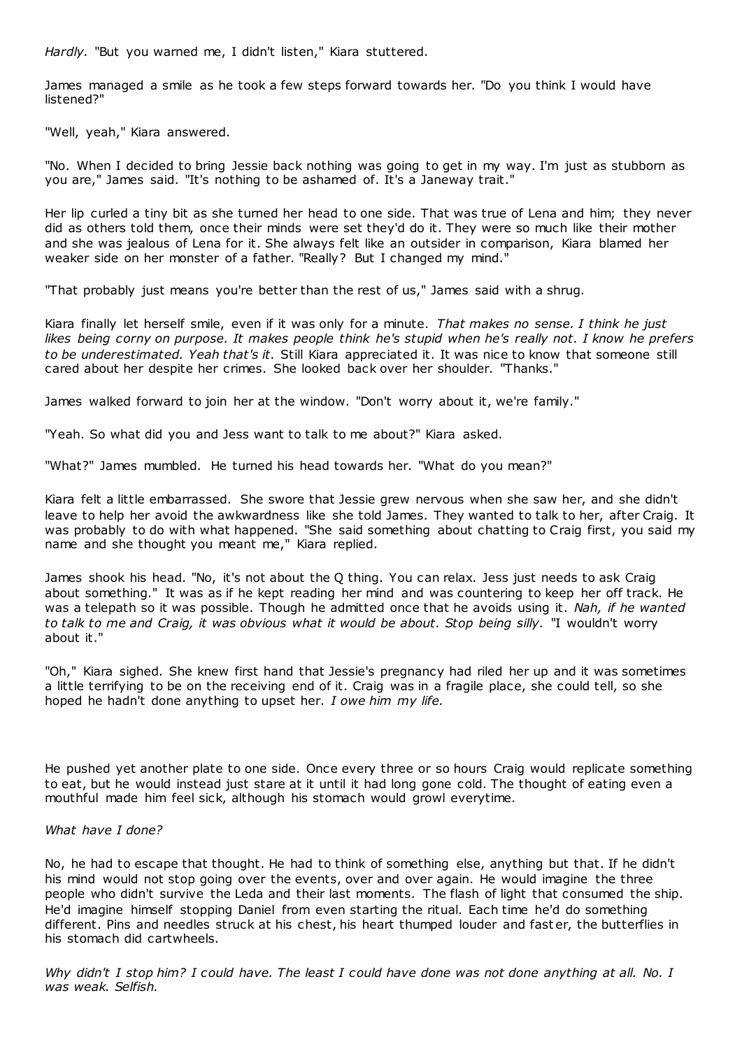*Hardly.* "But you warned me, I didn't listen," Kiara stuttered.

James managed a smile as he took a few steps forward towards her. "Do you think I would have listened?"

"Well, yeah," Kiara answered.

"No. When I decided to bring Jessie back nothing was going to get in my way. I'm just as stubborn as you are," James said. "It's nothing to be ashamed of. It's a Janeway trait."

Her lip curled a tiny bit as she turned her head to one side. That was true of Lena and him; they never did as others told them, once their minds were set they'd do it. They were so much like their mother and she was jealous of Lena for it. She always felt like an outsider in comparison, Kiara blamed her weaker side on her monster of a father. "Really? But I changed my mind."

"That probably just means you're better than the rest of us," James said with a shrug.

Kiara finally let herself smile, even if it was only for a minute. *That makes no sense. I think he just likes being corny on purpose. It makes people think he's stupid when he's really not. I know he prefers to be underestimated. Yeah that's it.* Still Kiara appreciated it. It was nice to know that someone still cared about her despite her crimes. She looked back over her shoulder. "Thanks."

James walked forward to join her at the window. "Don't worry about it, we're family."

"Yeah. So what did you and Jess want to talk to me about?" Kiara asked.

"What?" James mumbled. He turned his head towards her. "What do you mean?"

Kiara felt a little embarrassed. She swore that Jessie grew nervous when she saw her, and she didn't leave to help her avoid the awkwardness like she told James. They wanted to talk to her, after Craig. It was probably to do with what happened. "She said something about chatting to Craig first, you said my name and she thought you meant me," Kiara replied.

James shook his head. "No, it's not about the Q thing. You can relax. Jess just needs to ask Craig about something." It was as if he kept reading her mind and was countering to keep her off track. He was a telepath so it was possible. Though he admitted once that he avoids using it. *Nah, if he wanted to talk to me and Craig, it was obvious what it would be about. Stop being silly.* "I wouldn't worry about it."

"Oh," Kiara sighed. She knew first hand that Jessie's pregnancy had riled her up and it was sometimes a little terrifying to be on the receiving end of it. Craig was in a fragile place, she could tell, so she hoped he hadn't done anything to upset her. *I owe him my life.*

He pushed yet another plate to one side. Once every three or so hours Craig would replicate something to eat, but he would instead just stare at it until it had long gone cold. The thought of eating even a mouthful made him feel sick, although his stomach would growl everytime.

*What have I done?*

No, he had to escape that thought. He had to think of something else, anything but that. If he didn't his mind would not stop going over the events, over and over again. He would imagine the three people who didn't survive the Leda and their last moments. The flash of light that consumed the ship. He'd imagine himself stopping Daniel from even starting the ritual. Each time he'd do something different. Pins and needles struck at his chest, his heart thumped louder and faster, the butterflies in his stomach did cartwheels.

*Why didn't I stop him? I could have. The least I could have done was not done anything at all. No. I was weak. Selfish.*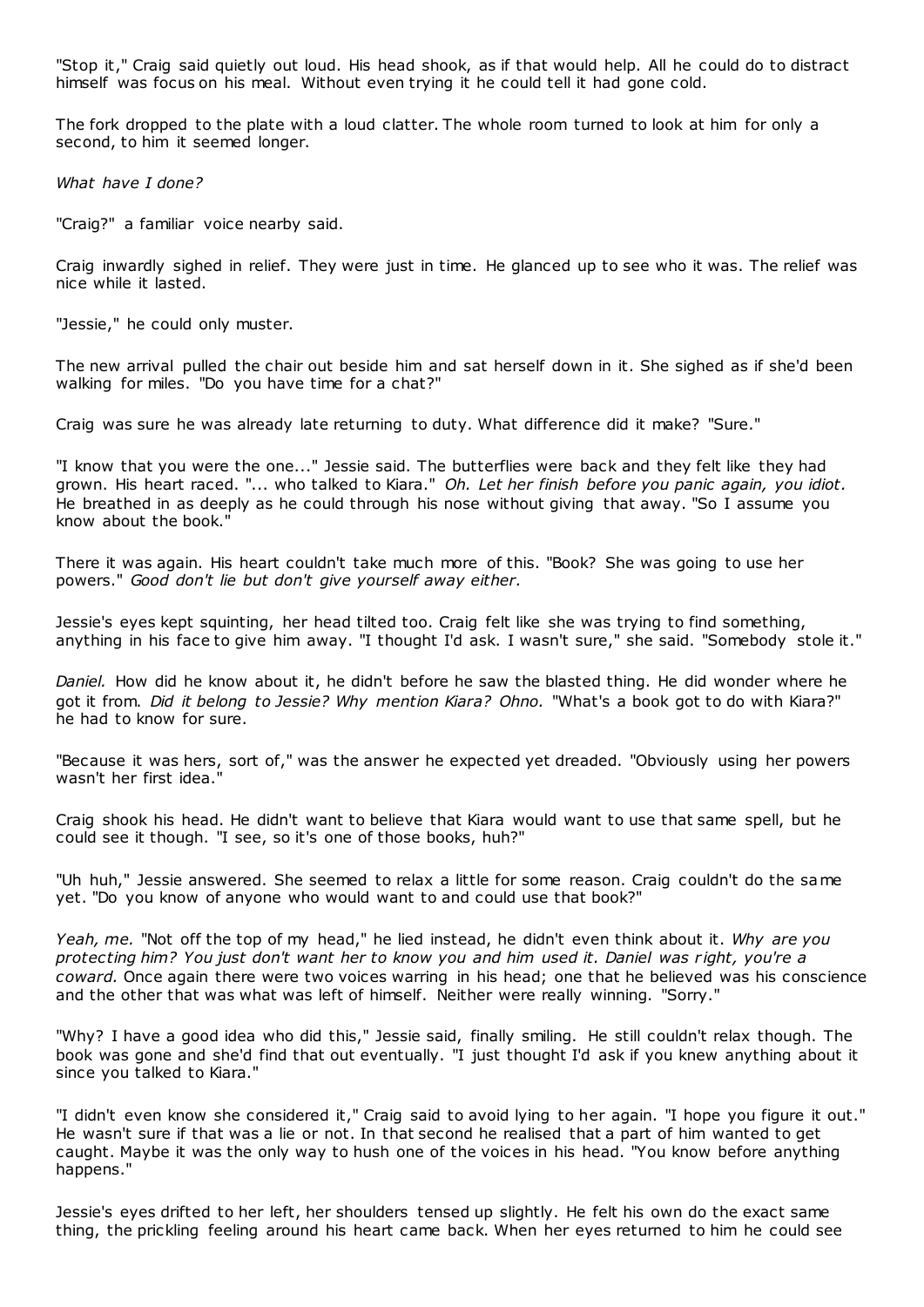"Stop it," Craig said quietly out loud. His head shook, as if that would help. All he could do to distract himself was focus on his meal. Without even trying it he could tell it had gone cold.

The fork dropped to the plate with a loud clatter. The whole room turned to look at him for only a second, to him it seemed longer.

*What have I done?*

"Craig?" a familiar voice nearby said.

Craig inwardly sighed in relief. They were just in time. He glanced up to see who it was. The relief was nice while it lasted.

"Jessie," he could only muster.

The new arrival pulled the chair out beside him and sat herself down in it. She sighed as if she'd been walking for miles. "Do you have time for a chat?"

Craig was sure he was already late returning to duty. What difference did it make? "Sure."

"I know that you were the one..." Jessie said. The butterflies were back and they felt like they had grown. His heart raced. "... who talked to Kiara." *Oh. Let her finish before you panic again, you idiot.* He breathed in as deeply as he could through his nose without giving that away. "So I assume you know about the book."

There it was again. His heart couldn't take much more of this. "Book? She was going to use her powers." *Good don't lie but don't give yourself away either.*

Jessie's eyes kept squinting, her head tilted too. Craig felt like she was trying to find something, anything in his face to give him away. "I thought I'd ask. I wasn't sure," she said. "Somebody stole it."

*Daniel.* How did he know about it, he didn't before he saw the blasted thing. He did wonder where he got it from. *Did it belong to Jessie? Why mention Kiara? Ohno.* "What's a book got to do with Kiara?" he had to know for sure.

"Because it was hers, sort of," was the answer he expected yet dreaded. "Obviously using her powers wasn't her first idea."

Craig shook his head. He didn't want to believe that Kiara would want to use that same spell, but he could see it though. "I see, so it's one of those books, huh?"

"Uh huh," Jessie answered. She seemed to relax a little for some reason. Craig couldn't do the same yet. "Do you know of anyone who would want to and could use that book?"

*Yeah, me.* "Not off the top of my head," he lied instead, he didn't even think about it. *Why are you protecting him? You just don't want her to know you and him used it. Daniel was right, you're a coward.* Once again there were two voices warring in his head; one that he believed was his conscience and the other that was what was left of himself. Neither were really winning. "Sorry."

"Why? I have a good idea who did this," Jessie said, finally smiling. He still couldn't relax though. The book was gone and she'd find that out eventually. "I just thought I'd ask if you knew anything about it since you talked to Kiara."

"I didn't even know she considered it," Craig said to avoid lying to her again. "I hope you figure it out." He wasn't sure if that was a lie or not. In that second he realised that a part of him wanted to get caught. Maybe it was the only way to hush one of the voices in his head. "You know before anything happens."

Jessie's eyes drifted to her left, her shoulders tensed up slightly. He felt his own do the exact same thing, the prickling feeling around his heart came back. When her eyes returned to him he could see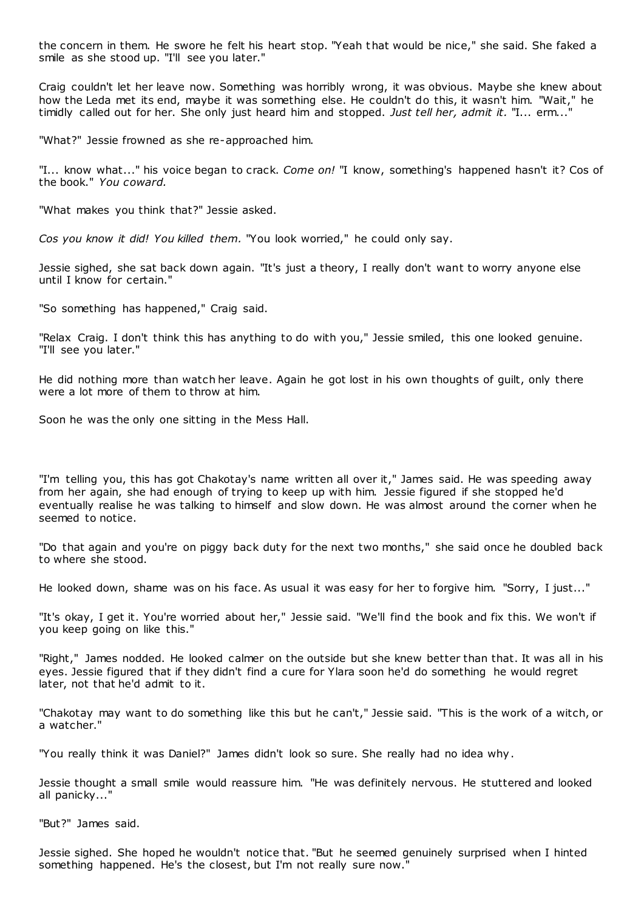the concern in them. He swore he felt his heart stop. "Yeah that would be nice," she said. She faked a smile as she stood up. "I'll see you later."

Craig couldn't let her leave now. Something was horribly wrong, it was obvious. Maybe she knew about how the Leda met its end, maybe it was something else. He couldn't do this, it wasn't him. "Wait," he timidly called out for her. She only just heard him and stopped. *Just tell her, admit it.* "I... erm..."

"What?" Jessie frowned as she re-approached him.

"I... know what..." his voice began to crack. *Come on!* "I know, something's happened hasn't it? Cos of the book." *You coward.*

"What makes you think that?" Jessie asked.

*Cos you know it did! You killed them.* "You look worried," he could only say.

Jessie sighed, she sat back down again. "It's just a theory, I really don't want to worry anyone else until I know for certain."

"So something has happened," Craig said.

"Relax Craig. I don't think this has anything to do with you," Jessie smiled, this one looked genuine. "I'll see you later."

He did nothing more than watch her leave. Again he got lost in his own thoughts of guilt, only there were a lot more of them to throw at him.

Soon he was the only one sitting in the Mess Hall.

"I'm telling you, this has got Chakotay's name written all over it," James said. He was speeding away from her again, she had enough of trying to keep up with him. Jessie figured if she stopped he'd eventually realise he was talking to himself and slow down. He was almost around the corner when he seemed to notice.

"Do that again and you're on piggy back duty for the next two months," she said once he doubled back to where she stood.

He looked down, shame was on his face. As usual it was easy for her to forgive him. "Sorry, I just..."

"It's okay, I get it. You're worried about her," Jessie said. "We'll find the book and fix this. We won't if you keep going on like this."

"Right," James nodded. He looked calmer on the outside but she knew better than that. It was all in his eyes. Jessie figured that if they didn't find a cure for Ylara soon he'd do something he would regret later, not that he'd admit to it.

"Chakotay may want to do something like this but he can't," Jessie said. "This is the work of a witch, or a watcher."

"You really think it was Daniel?" James didn't look so sure. She really had no idea why.

Jessie thought a small smile would reassure him. "He was definitely nervous. He stuttered and looked all panicky..."

"But?" James said.

Jessie sighed. She hoped he wouldn't notice that. "But he seemed genuinely surprised when I hinted something happened. He's the closest, but I'm not really sure now."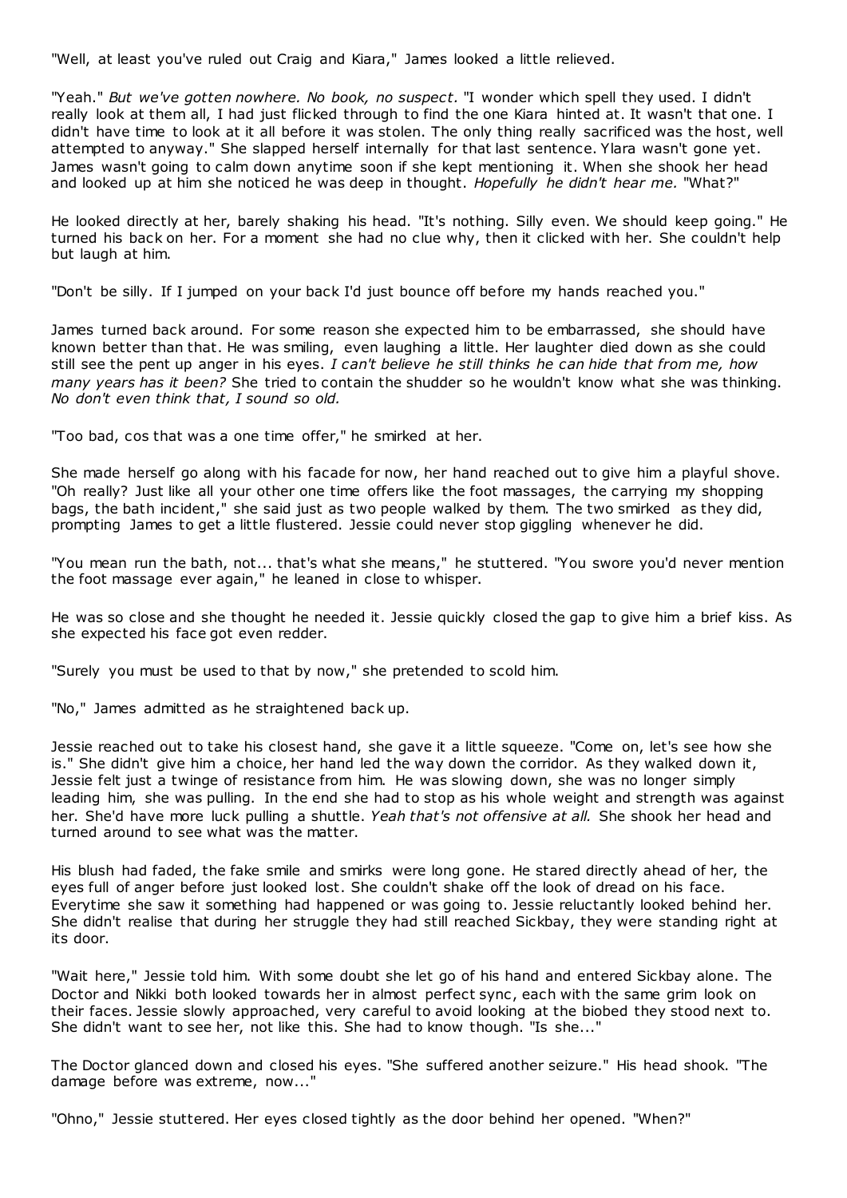"Well, at least you've ruled out Craig and Kiara," James looked a little relieved.

"Yeah." *But we've gotten nowhere. No book, no suspect.* "I wonder which spell they used. I didn't really look at them all, I had just flicked through to find the one Kiara hinted at. It wasn't that one. I didn't have time to look at it all before it was stolen. The only thing really sacrificed was the host, well attempted to anyway." She slapped herself internally for that last sentence. Ylara wasn't gone yet. James wasn't going to calm down anytime soon if she kept mentioning it. When she shook her head and looked up at him she noticed he was deep in thought. *Hopefully he didn't hear me.* "What?"

He looked directly at her, barely shaking his head. "It's nothing. Silly even. We should keep going." He turned his back on her. For a moment she had no clue why, then it clicked with her. She couldn't help but laugh at him.

"Don't be silly. If I jumped on your back I'd just bounce off before my hands reached you."

James turned back around. For some reason she expected him to be embarrassed, she should have known better than that. He was smiling, even laughing a little. Her laughter died down as she could still see the pent up anger in his eyes. *I can't believe he still thinks he can hide that from me, how many years has it been?* She tried to contain the shudder so he wouldn't know what she was thinking. *No don't even think that, I sound so old.*

"Too bad, cos that was a one time offer," he smirked at her.

She made herself go along with his facade for now, her hand reached out to give him a playful shove. "Oh really? Just like all your other one time offers like the foot massages, the carrying my shopping bags, the bath incident," she said just as two people walked by them. The two smirked as they did, prompting James to get a little flustered. Jessie could never stop giggling whenever he did.

"You mean run the bath, not... that's what she means," he stuttered. "You swore you'd never mention the foot massage ever again," he leaned in close to whisper.

He was so close and she thought he needed it. Jessie quickly closed the gap to give him a brief kiss. As she expected his face got even redder.

"Surely you must be used to that by now," she pretended to scold him.

"No," James admitted as he straightened back up.

Jessie reached out to take his closest hand, she gave it a little squeeze. "Come on, let's see how she is." She didn't give him a choice, her hand led the way down the corridor. As they walked down it, Jessie felt just a twinge of resistance from him. He was slowing down, she was no longer simply leading him, she was pulling. In the end she had to stop as his whole weight and strength was against her. She'd have more luck pulling a shuttle. *Yeah that's not offensive at all.* She shook her head and turned around to see what was the matter.

His blush had faded, the fake smile and smirks were long gone. He stared directly ahead of her, the eyes full of anger before just looked lost. She couldn't shake off the look of dread on his face. Everytime she saw it something had happened or was going to. Jessie reluctantly looked behind her. She didn't realise that during her struggle they had still reached Sickbay, they were standing right at its door.

"Wait here," Jessie told him. With some doubt she let go of his hand and entered Sickbay alone. The Doctor and Nikki both looked towards her in almost perfect sync, each with the same grim look on their faces. Jessie slowly approached, very careful to avoid looking at the biobed they stood next to. She didn't want to see her, not like this. She had to know though. "Is she..."

The Doctor glanced down and closed his eyes. "She suffered another seizure." His head shook. "The damage before was extreme, now..."

"Ohno," Jessie stuttered. Her eyes closed tightly as the door behind her opened. "When?"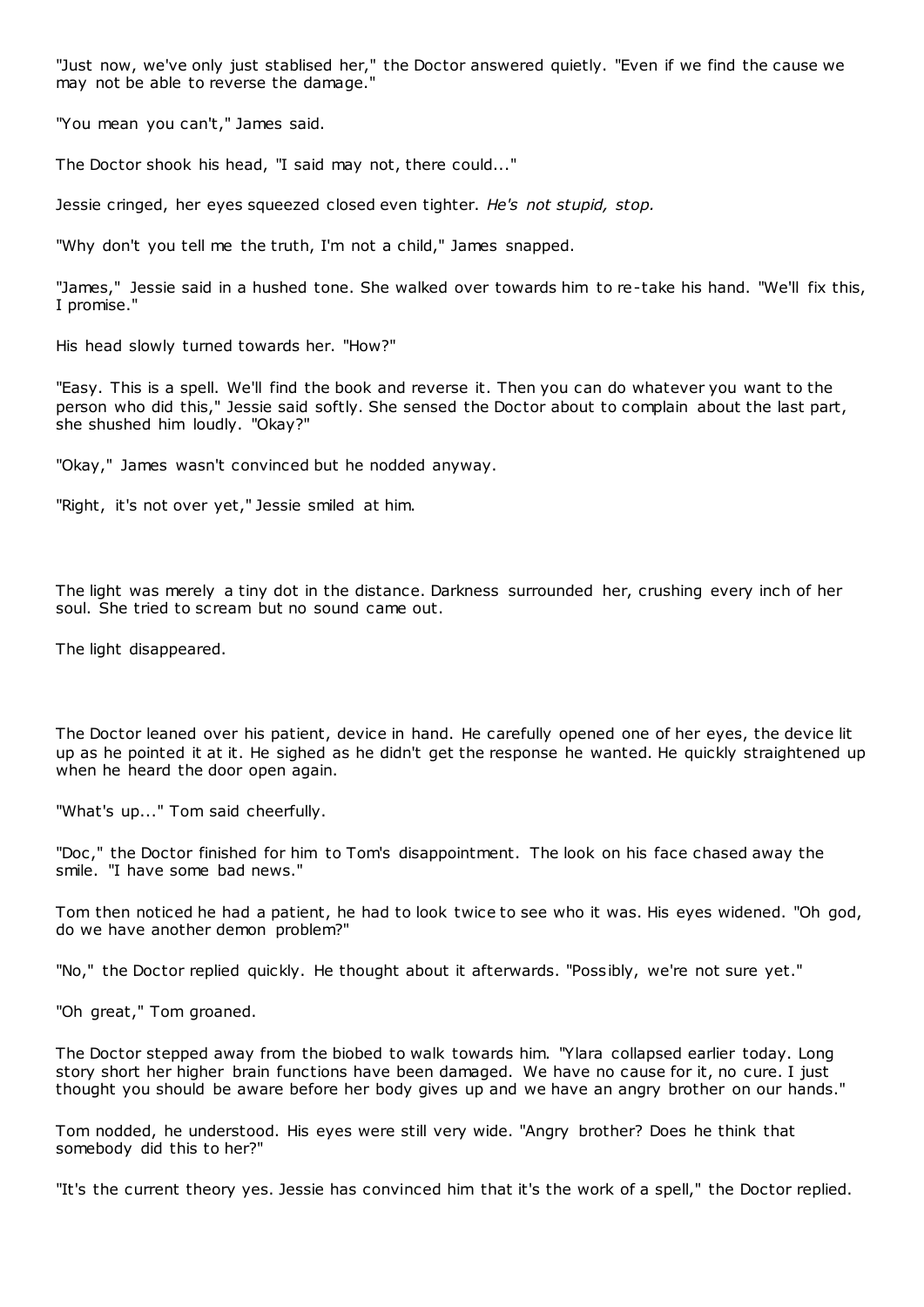"Just now, we've only just stablised her," the Doctor answered quietly. "Even if we find the cause we may not be able to reverse the damage."

"You mean you can't," James said.

The Doctor shook his head, "I said may not, there could..."

Jessie cringed, her eyes squeezed closed even tighter. *He's not stupid, stop.*

"Why don't you tell me the truth, I'm not a child," James snapped.

"James," Jessie said in a hushed tone. She walked over towards him to re-take his hand. "We'll fix this, I promise."

His head slowly turned towards her. "How?"

"Easy. This is a spell. We'll find the book and reverse it. Then you can do whatever you want to the person who did this," Jessie said softly. She sensed the Doctor about to complain about the last part, she shushed him loudly. "Okay?"

"Okay," James wasn't convinced but he nodded anyway.

"Right, it's not over yet," Jessie smiled at him.

The light was merely a tiny dot in the distance. Darkness surrounded her, crushing every inch of her soul. She tried to scream but no sound came out.

The light disappeared.

The Doctor leaned over his patient, device in hand. He carefully opened one of her eyes, the device lit up as he pointed it at it. He sighed as he didn't get the response he wanted. He quickly straightened up when he heard the door open again.

"What's up..." Tom said cheerfully.

"Doc," the Doctor finished for him to Tom's disappointment. The look on his face chased away the smile. "I have some bad news."

Tom then noticed he had a patient, he had to look twice to see who it was. His eyes widened. "Oh god, do we have another demon problem?"

"No," the Doctor replied quickly. He thought about it afterwards. "Possibly, we're not sure yet."

"Oh great," Tom groaned.

The Doctor stepped away from the biobed to walk towards him. "Ylara collapsed earlier today. Long story short her higher brain functions have been damaged. We have no cause for it, no cure. I just thought you should be aware before her body gives up and we have an angry brother on our hands."

Tom nodded, he understood. His eyes were still very wide. "Angry brother? Does he think that somebody did this to her?"

"It's the current theory yes. Jessie has convinced him that it's the work of a spell," the Doctor replied.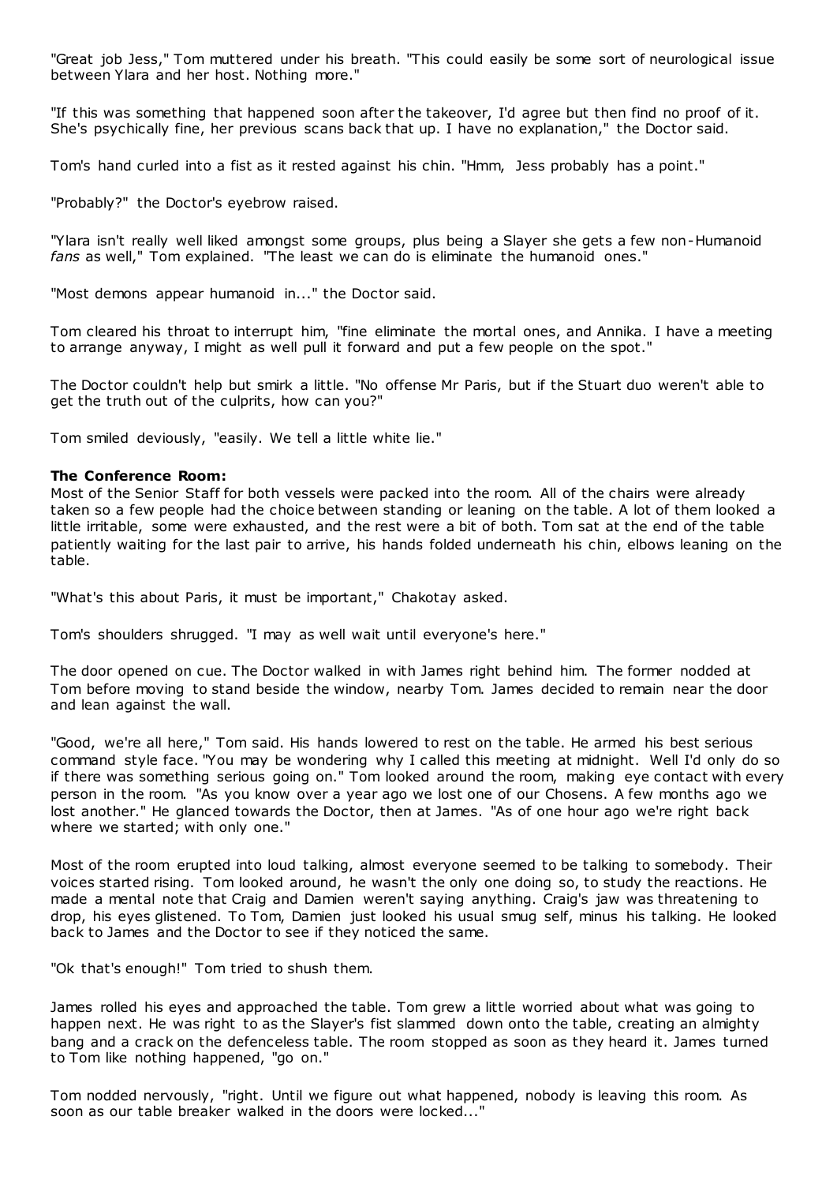"Great job Jess," Tom muttered under his breath. "This could easily be some sort of neurological issue between Ylara and her host. Nothing more."

"If this was something that happened soon after the takeover, I'd agree but then find no proof of it. She's psychically fine, her previous scans back that up. I have no explanation," the Doctor said.

Tom's hand curled into a fist as it rested against his chin. "Hmm, Jess probably has a point."

"Probably?" the Doctor's eyebrow raised.

"Ylara isn't really well liked amongst some groups, plus being a Slayer she gets a few non-Humanoid *fans* as well," Tom explained. "The least we can do is eliminate the humanoid ones."

"Most demons appear humanoid in..." the Doctor said.

Tom cleared his throat to interrupt him, "fine eliminate the mortal ones, and Annika. I have a meeting to arrange anyway, I might as well pull it forward and put a few people on the spot."

The Doctor couldn't help but smirk a little. "No offense Mr Paris, but if the Stuart duo weren't able to get the truth out of the culprits, how can you?"

Tom smiled deviously, "easily. We tell a little white lie."

**The Conference Room:**

Most of the Senior Staff for both vessels were packed into the room. All of the chairs were already taken so a few people had the choice between standing or leaning on the table. A lot of them looked a little irritable, some were exhausted, and the rest were a bit of both. Tom sat at the end of the table patiently waiting for the last pair to arrive, his hands folded underneath his chin, elbows leaning on the table.

"What's this about Paris, it must be important," Chakotay asked.

Tom's shoulders shrugged. "I may as well wait until everyone's here."

The door opened on cue. The Doctor walked in with James right behind him. The former nodded at Tom before moving to stand beside the window, nearby Tom. James decided to remain near the door and lean against the wall.

"Good, we're all here," Tom said. His hands lowered to rest on the table. He armed his best serious command style face. "You may be wondering why I called this meeting at midnight. Well I'd only do so if there was something serious going on." Tom looked around the room, making eye contact with every person in the room. "As you know over a year ago we lost one of our Chosens. A few months ago we lost another." He glanced towards the Doctor, then at James. "As of one hour ago we're right back where we started; with only one."

Most of the room erupted into loud talking, almost everyone seemed to be talking to somebody. Their voices started rising. Tom looked around, he wasn't the only one doing so, to study the reactions. He made a mental note that Craig and Damien weren't saying anything. Craig's jaw was threatening to drop, his eyes glistened. To Tom, Damien just looked his usual smug self, minus his talking. He looked back to James and the Doctor to see if they noticed the same.

"Ok that's enough!" Tom tried to shush them.

James rolled his eyes and approached the table. Tom grew a little worried about what was going to happen next. He was right to as the Slayer's fist slammed down onto the table, creating an almighty bang and a crack on the defenceless table. The room stopped as soon as they heard it. James turned to Tom like nothing happened, "go on."

Tom nodded nervously, "right. Until we figure out what happened, nobody is leaving this room. As soon as our table breaker walked in the doors were locked..."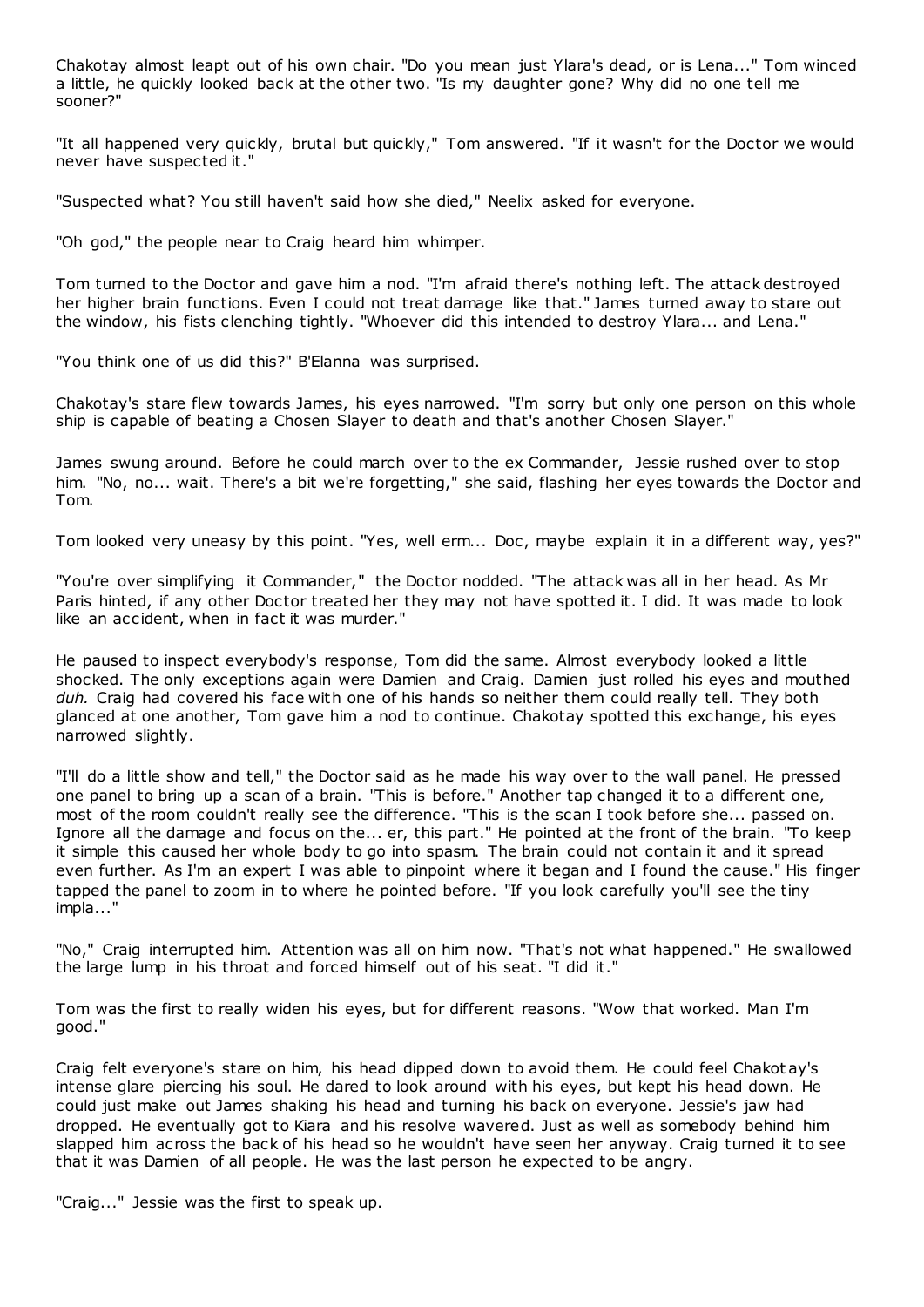Chakotay almost leapt out of his own chair. "Do you mean just Ylara's dead, or is Lena..." Tom winced a little, he quickly looked back at the other two. "Is my daughter gone? Why did no one tell me sooner?"

"It all happened very quickly, brutal but quickly," Tom answered. "If it wasn't for the Doctor we would never have suspected it."

"Suspected what? You still haven't said how she died," Neelix asked for everyone.

"Oh god," the people near to Craig heard him whimper.

Tom turned to the Doctor and gave him a nod. "I'm afraid there's nothing left. The attack destroyed her higher brain functions. Even I could not treat damage like that." James turned away to stare out the window, his fists clenching tightly. "Whoever did this intended to destroy Ylara... and Lena."

"You think one of us did this?" B'Elanna was surprised.

Chakotay's stare flew towards James, his eyes narrowed. "I'm sorry but only one person on this whole ship is capable of beating a Chosen Slayer to death and that's another Chosen Slayer."

James swung around. Before he could march over to the ex Commander, Jessie rushed over to stop him. "No, no... wait. There's a bit we're forgetting," she said, flashing her eyes towards the Doctor and Tom.

Tom looked very uneasy by this point. "Yes, well erm... Doc, maybe explain it in a different way, yes?"

"You're over simplifying it Commander," the Doctor nodded. "The attack was all in her head. As Mr Paris hinted, if any other Doctor treated her they may not have spotted it. I did. It was made to look like an accident, when in fact it was murder."

He paused to inspect everybody's response, Tom did the same. Almost everybody looked a little shocked. The only exceptions again were Damien and Craig. Damien just rolled his eyes and mouthed *duh.* Craig had covered his face with one of his hands so neither them could really tell. They both glanced at one another, Tom gave him a nod to continue. Chakotay spotted this exchange, his eyes narrowed slightly.

"I'll do a little show and tell," the Doctor said as he made his way over to the wall panel. He pressed one panel to bring up a scan of a brain. "This is before." Another tap changed it to a different one, most of the room couldn't really see the difference. "This is the scan I took before she... passed on. Ignore all the damage and focus on the... er, this part." He pointed at the front of the brain. "To keep it simple this caused her whole body to go into spasm. The brain could not contain it and it spread even further. As I'm an expert I was able to pinpoint where it began and I found the cause." His finger tapped the panel to zoom in to where he pointed before. "If you look carefully you'll see the tiny impla..."

"No," Craig interrupted him. Attention was all on him now. "That's not what happened." He swallowed the large lump in his throat and forced himself out of his seat. "I did it."

Tom was the first to really widen his eyes, but for different reasons. "Wow that worked. Man I'm good."

Craig felt everyone's stare on him, his head dipped down to avoid them. He could feel Chakotay's intense glare piercing his soul. He dared to look around with his eyes, but kept his head down. He could just make out James shaking his head and turning his back on everyone. Jessie's jaw had dropped. He eventually got to Kiara and his resolve wavered. Just as well as somebody behind him slapped him across the back of his head so he wouldn't have seen her anyway. Craig turned it to see that it was Damien of all people. He was the last person he expected to be angry.

"Craig..." Jessie was the first to speak up.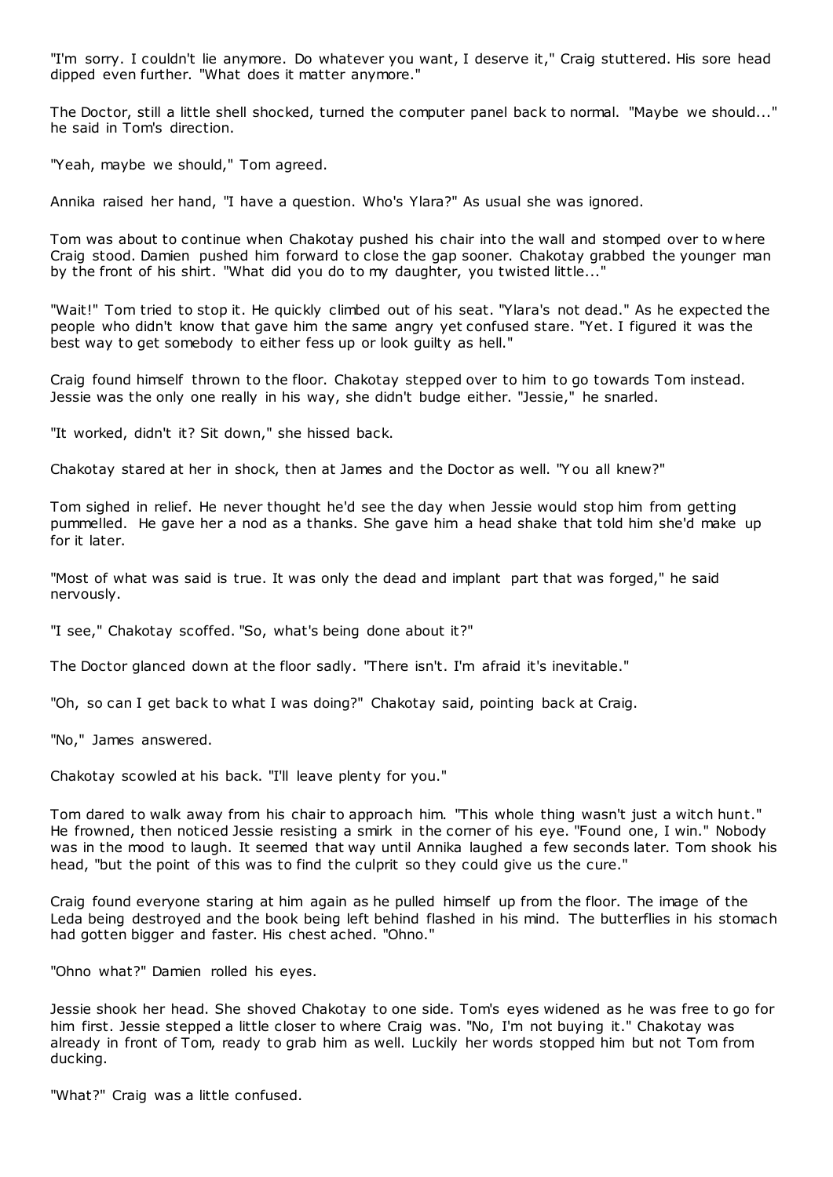"I'm sorry. I couldn't lie anymore. Do whatever you want, I deserve it," Craig stuttered. His sore head dipped even further. "What does it matter anymore."

The Doctor, still a little shell shocked, turned the computer panel back to normal. "Maybe we should..." he said in Tom's direction.

"Yeah, maybe we should," Tom agreed.

Annika raised her hand, "I have a question. Who's Ylara?" As usual she was ignored.

Tom was about to continue when Chakotay pushed his chair into the wall and stomped over to where Craig stood. Damien pushed him forward to close the gap sooner. Chakotay grabbed the younger man by the front of his shirt. "What did you do to my daughter, you twisted little..."

"Wait!" Tom tried to stop it. He quickly climbed out of his seat. "Ylara's not dead." As he expected the people who didn't know that gave him the same angry yet confused stare. "Yet. I figured it was the best way to get somebody to either fess up or look guilty as hell."

Craig found himself thrown to the floor. Chakotay stepped over to him to go towards Tom instead. Jessie was the only one really in his way, she didn't budge either. "Jessie," he snarled.

"It worked, didn't it? Sit down," she hissed back.

Chakotay stared at her in shock, then at James and the Doctor as well. "You all knew?"

Tom sighed in relief. He never thought he'd see the day when Jessie would stop him from getting pummelled. He gave her a nod as a thanks. She gave him a head shake that told him she'd make up for it later.

"Most of what was said is true. It was only the dead and implant part that was forged," he said nervously.

"I see," Chakotay scoffed. "So, what's being done about it?"

The Doctor glanced down at the floor sadly. "There isn't. I'm afraid it's inevitable."

"Oh, so can I get back to what I was doing?" Chakotay said, pointing back at Craig.

"No," James answered.

Chakotay scowled at his back. "I'll leave plenty for you."

Tom dared to walk away from his chair to approach him. "This whole thing wasn't just a witch hunt." He frowned, then noticed Jessie resisting a smirk in the corner of his eye. "Found one, I win." Nobody was in the mood to laugh. It seemed that way until Annika laughed a few seconds later. Tom shook his head, "but the point of this was to find the culprit so they could give us the cure."

Craig found everyone staring at him again as he pulled himself up from the floor. The image of the Leda being destroyed and the book being left behind flashed in his mind. The butterflies in his stomach had gotten bigger and faster. His chest ached. "Ohno."

"Ohno what?" Damien rolled his eyes.

Jessie shook her head. She shoved Chakotay to one side. Tom's eyes widened as he was free to go for him first. Jessie stepped a little closer to where Craig was. "No, I'm not buying it." Chakotay was already in front of Tom, ready to grab him as well. Luckily her words stopped him but not Tom from ducking.

"What?" Craig was a little confused.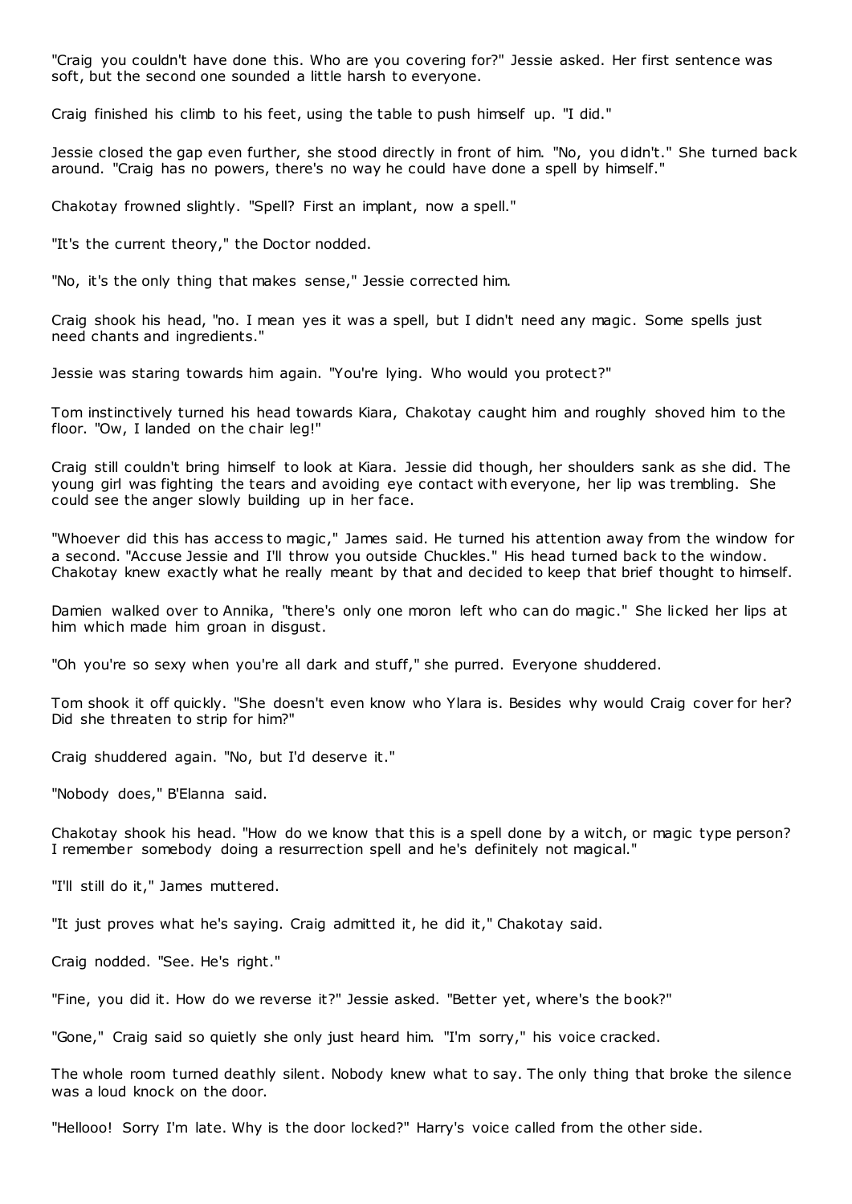"Craig you couldn't have done this. Who are you covering for?" Jessie asked. Her first sentence was soft, but the second one sounded a little harsh to everyone.

Craig finished his climb to his feet, using the table to push himself up. "I did."

Jessie closed the gap even further, she stood directly in front of him. "No, you didn't." She turned back around. "Craig has no powers, there's no way he could have done a spell by himself."

Chakotay frowned slightly. "Spell? First an implant, now a spell."

"It's the current theory," the Doctor nodded.

"No, it's the only thing that makes sense," Jessie corrected him.

Craig shook his head, "no. I mean yes it was a spell, but I didn't need any magic. Some spells just need chants and ingredients."

Jessie was staring towards him again. "You're lying. Who would you protect?"

Tom instinctively turned his head towards Kiara, Chakotay caught him and roughly shoved him to the floor. "Ow, I landed on the chair leg!"

Craig still couldn't bring himself to look at Kiara. Jessie did though, her shoulders sank as she did. The young girl was fighting the tears and avoiding eye contact with everyone, her lip was trembling. She could see the anger slowly building up in her face.

"Whoever did this has access to magic," James said. He turned his attention away from the window for a second. "Accuse Jessie and I'll throw you outside Chuckles." His head turned back to the window. Chakotay knew exactly what he really meant by that and decided to keep that brief thought to himself.

Damien walked over to Annika, "there's only one moron left who can do magic." She licked her lips at him which made him groan in disgust.

"Oh you're so sexy when you're all dark and stuff," she purred. Everyone shuddered.

Tom shook it off quickly. "She doesn't even know who Ylara is. Besides why would Craig cover for her? Did she threaten to strip for him?"

Craig shuddered again. "No, but I'd deserve it."

"Nobody does," B'Elanna said.

Chakotay shook his head. "How do we know that this is a spell done by a witch, or magic type person? I remember somebody doing a resurrection spell and he's definitely not magical."

"I'll still do it," James muttered.

"It just proves what he's saying. Craig admitted it, he did it," Chakotay said.

Craig nodded. "See. He's right."

"Fine, you did it. How do we reverse it?" Jessie asked. "Better yet, where's the book?"

"Gone," Craig said so quietly she only just heard him. "I'm sorry," his voice cracked.

The whole room turned deathly silent. Nobody knew what to say. The only thing that broke the silence was a loud knock on the door.

"Hellooo! Sorry I'm late. Why is the door locked?" Harry's voice called from the other side.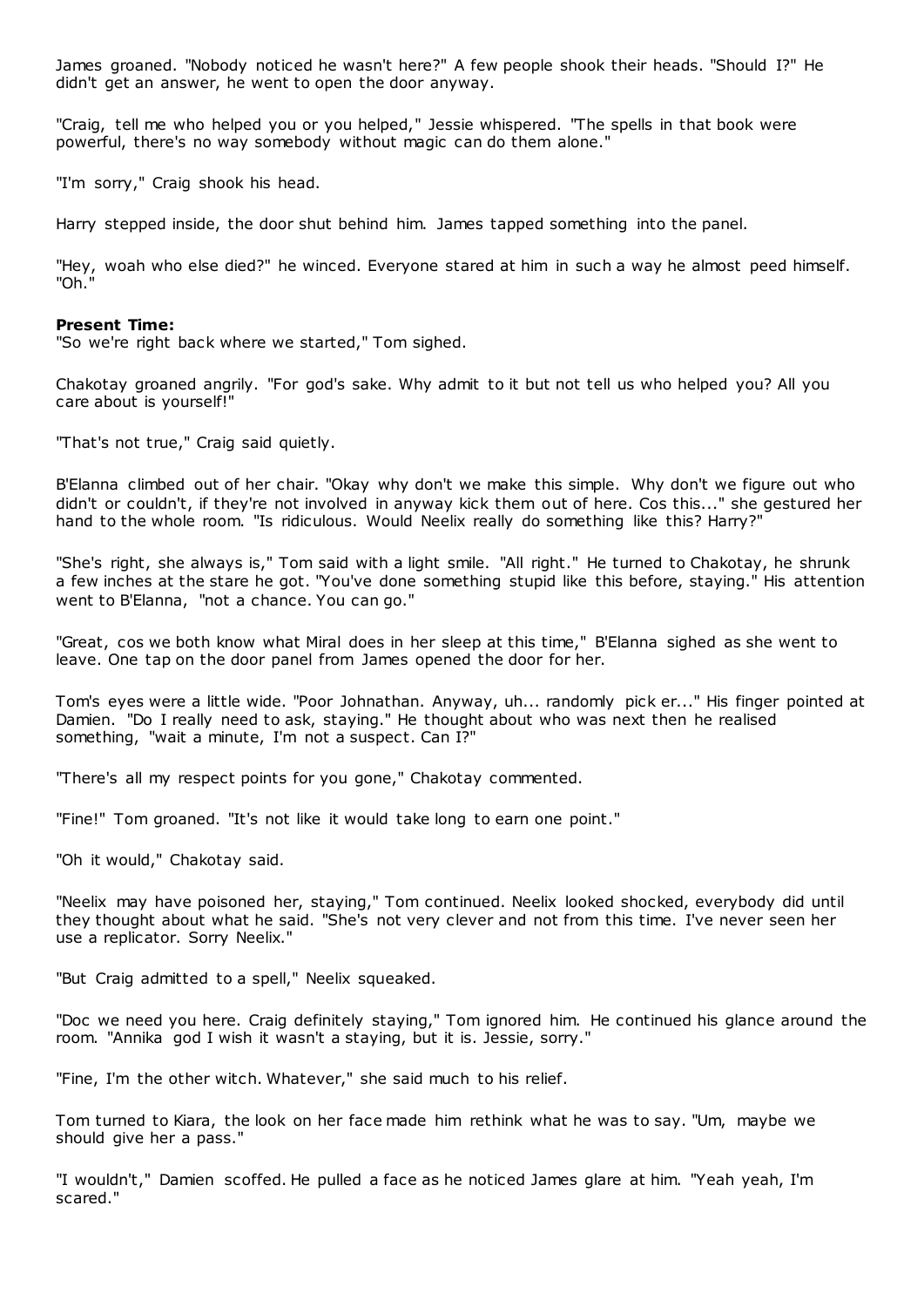James groaned. "Nobody noticed he wasn't here?" A few people shook their heads. "Should I?" He didn't get an answer, he went to open the door anyway.

"Craig, tell me who helped you or you helped," Jessie whispered. "The spells in that book were powerful, there's no way somebody without magic can do them alone."

"I'm sorry," Craig shook his head.

Harry stepped inside, the door shut behind him. James tapped something into the panel.

"Hey, woah who else died?" he winced. Everyone stared at him in such a way he almost peed himself. "Oh."

**Present Time:**
"So we're right back where we started," Tom sighed.

Chakotay groaned angrily. "For god's sake. Why admit to it but not tell us who helped you? All you care about is yourself!"

"That's not true," Craig said quietly.

B'Elanna climbed out of her chair. "Okay why don't we make this simple. Why don't we figure out who didn't or couldn't, if they're not involved in anyway kick them out of here. Cos this..." she gestured her hand to the whole room. "Is ridiculous. Would Neelix really do something like this? Harry?"

"She's right, she always is," Tom said with a light smile. "All right." He turned to Chakotay, he shrunk a few inches at the stare he got. "You've done something stupid like this before, staying." His attention went to B'Elanna, "not a chance. You can go."

"Great, cos we both know what Miral does in her sleep at this time," B'Elanna sighed as she went to leave. One tap on the door panel from James opened the door for her.

Tom's eyes were a little wide. "Poor Johnathan. Anyway, uh... randomly pick er..." His finger pointed at Damien. "Do I really need to ask, staying." He thought about who was next then he realised something, "wait a minute, I'm not a suspect. Can I?"

"There's all my respect points for you gone," Chakotay commented.

"Fine!" Tom groaned. "It's not like it would take long to earn one point."

"Oh it would," Chakotay said.

"Neelix may have poisoned her, staying," Tom continued. Neelix looked shocked, everybody did until they thought about what he said. "She's not very clever and not from this time. I've never seen her use a replicator. Sorry Neelix."

"But Craig admitted to a spell," Neelix squeaked.

"Doc we need you here. Craig definitely staying," Tom ignored him. He continued his glance around the room. "Annika god I wish it wasn't a staying, but it is. Jessie, sorry."

"Fine, I'm the other witch. Whatever," she said much to his relief.

Tom turned to Kiara, the look on her face made him rethink what he was to say. "Um, maybe we should give her a pass."

"I wouldn't," Damien scoffed. He pulled a face as he noticed James glare at him. "Yeah yeah, I'm scared."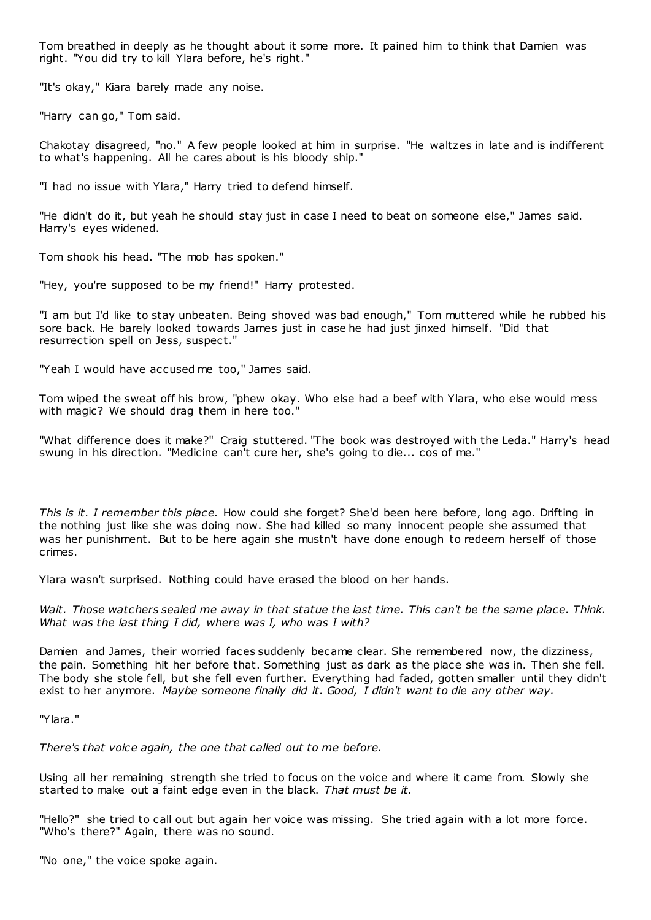Tom breathed in deeply as he thought about it some more. It pained him to think that Damien was right. "You did try to kill Ylara before, he's right."

"It's okay," Kiara barely made any noise.

"Harry can go," Tom said.

Chakotay disagreed, "no." A few people looked at him in surprise. "He waltzes in late and is indifferent to what's happening. All he cares about is his bloody ship."

"I had no issue with Ylara," Harry tried to defend himself.

"He didn't do it, but yeah he should stay just in case I need to beat on someone else," James said. Harry's eyes widened.

Tom shook his head. "The mob has spoken."

"Hey, you're supposed to be my friend!" Harry protested.

"I am but I'd like to stay unbeaten. Being shoved was bad enough," Tom muttered while he rubbed his sore back. He barely looked towards James just in case he had just jinxed himself. "Did that resurrection spell on Jess, suspect."

"Yeah I would have accused me too," James said.

Tom wiped the sweat off his brow, "phew okay. Who else had a beef with Ylara, who else would mess with magic? We should drag them in here too."

"What difference does it make?" Craig stuttered. "The book was destroyed with the Leda." Harry's head swung in his direction. "Medicine can't cure her, she's going to die... cos of me."

*This is it. I remember this place.* How could she forget? She'd been here before, long ago. Drifting in the nothing just like she was doing now. She had killed so many innocent people she assumed that was her punishment. But to be here again she mustn't have done enough to redeem herself of those crimes.

Ylara wasn't surprised. Nothing could have erased the blood on her hands.

*Wait. Those watchers sealed me away in that statue the last time. This can't be the same place. Think. What was the last thing I did, where was I, who was I with?*

Damien and James, their worried faces suddenly became clear. She remembered now, the dizziness, the pain. Something hit her before that. Something just as dark as the place she was in. Then she fell. The body she stole fell, but she fell even further. Everything had faded, gotten smaller until they didn't exist to her anymore. *Maybe someone finally did it. Good, I didn't want to die any other way.*

"Ylara."

*There's that voice again, the one that called out to me before.*

Using all her remaining strength she tried to focus on the voice and where it came from. Slowly she started to make out a faint edge even in the black. *That must be it.*

"Hello?" she tried to call out but again her voice was missing. She tried again with a lot more force. "Who's there?" Again, there was no sound.

"No one," the voice spoke again.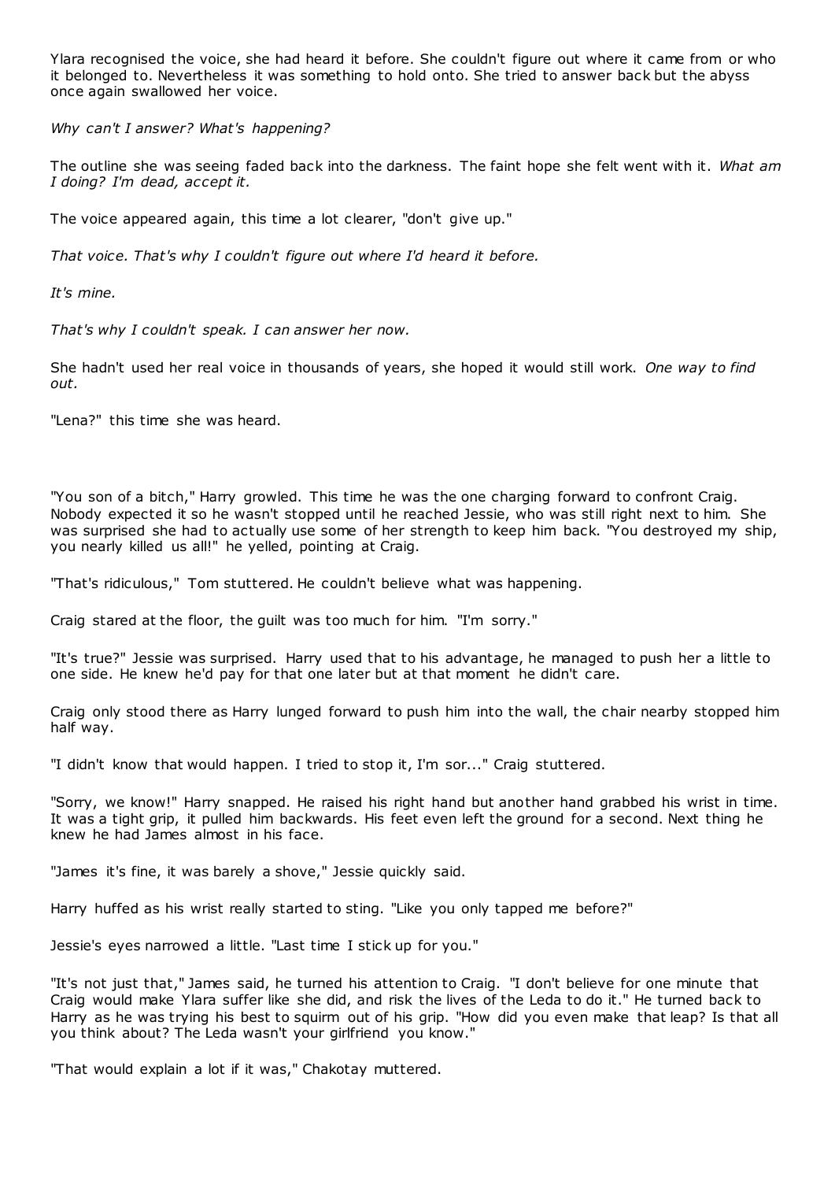Ylara recognised the voice, she had heard it before. She couldn't figure out where it came from or who it belonged to. Nevertheless it was something to hold onto. She tried to answer back but the abyss once again swallowed her voice.

*Why can't I answer? What's happening?*

The outline she was seeing faded back into the darkness. The faint hope she felt went with it. *What am I doing? I'm dead, accept it.*

The voice appeared again, this time a lot clearer, "don't give up."

*That voice. That's why I couldn't figure out where I'd heard it before.*

*It's mine.*

*That's why I couldn't speak. I can answer her now.*

She hadn't used her real voice in thousands of years, she hoped it would still work. *One way to find out.*

"Lena?" this time she was heard.

"You son of a bitch," Harry growled. This time he was the one charging forward to confront Craig. Nobody expected it so he wasn't stopped until he reached Jessie, who was still right next to him. She was surprised she had to actually use some of her strength to keep him back. "You destroyed my ship, you nearly killed us all!" he yelled, pointing at Craig.

"That's ridiculous," Tom stuttered. He couldn't believe what was happening.

Craig stared at the floor, the guilt was too much for him. "I'm sorry."

"It's true?" Jessie was surprised. Harry used that to his advantage, he managed to push her a little to one side. He knew he'd pay for that one later but at that moment he didn't care.

Craig only stood there as Harry lunged forward to push him into the wall, the chair nearby stopped him half way.

"I didn't know that would happen. I tried to stop it, I'm sor..." Craig stuttered.

"Sorry, we know!" Harry snapped. He raised his right hand but another hand grabbed his wrist in time. It was a tight grip, it pulled him backwards. His feet even left the ground for a second. Next thing he knew he had James almost in his face.

"James it's fine, it was barely a shove," Jessie quickly said.

Harry huffed as his wrist really started to sting. "Like you only tapped me before?"

Jessie's eyes narrowed a little. "Last time I stick up for you."

"It's not just that," James said, he turned his attention to Craig. "I don't believe for one minute that Craig would make Ylara suffer like she did, and risk the lives of the Leda to do it." He turned back to Harry as he was trying his best to squirm out of his grip. "How did you even make that leap? Is that all you think about? The Leda wasn't your girlfriend you know."

"That would explain a lot if it was," Chakotay muttered.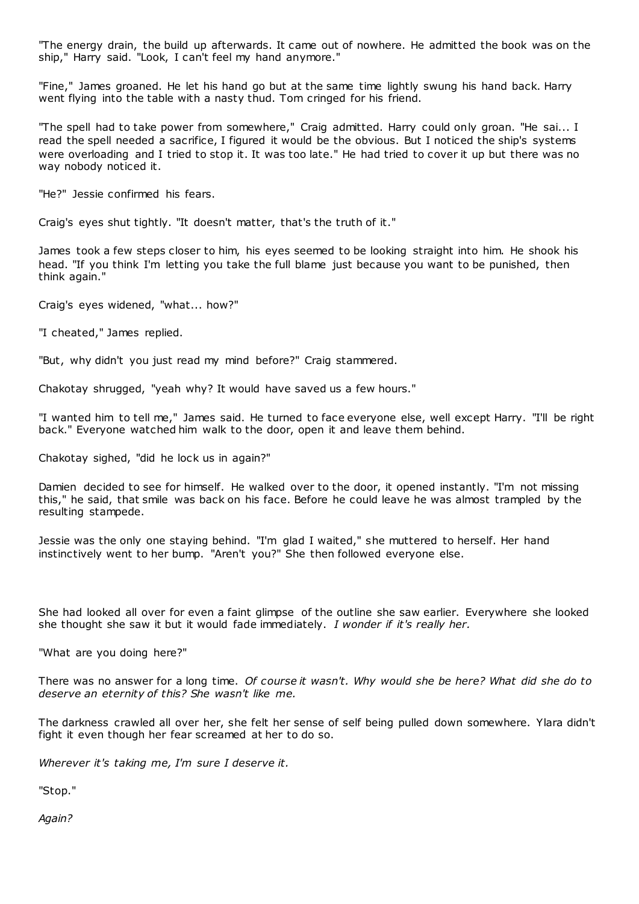"The energy drain, the build up afterwards. It came out of nowhere. He admitted the book was on the ship," Harry said. "Look, I can't feel my hand anymore."

"Fine," James groaned. He let his hand go but at the same time lightly swung his hand back. Harry went flying into the table with a nasty thud. Tom cringed for his friend.

"The spell had to take power from somewhere," Craig admitted. Harry could only groan. "He sai... I read the spell needed a sacrifice, I figured it would be the obvious. But I noticed the ship's systems were overloading and I tried to stop it. It was too late." He had tried to cover it up but there was no way nobody noticed it.

"He?" Jessie confirmed his fears.

Craig's eyes shut tightly. "It doesn't matter, that's the truth of it."

James took a few steps closer to him, his eyes seemed to be looking straight into him. He shook his head. "If you think I'm letting you take the full blame just because you want to be punished, then think again."

Craig's eyes widened, "what... how?"

"I cheated," James replied.

"But, why didn't you just read my mind before?" Craig stammered.

Chakotay shrugged, "yeah why? It would have saved us a few hours."

"I wanted him to tell me," James said. He turned to face everyone else, well except Harry. "I'll be right back." Everyone watched him walk to the door, open it and leave them behind.

Chakotay sighed, "did he lock us in again?"

Damien decided to see for himself. He walked over to the door, it opened instantly. "I'm not missing this," he said, that smile was back on his face. Before he could leave he was almost trampled by the resulting stampede.

Jessie was the only one staying behind. "I'm glad I waited," she muttered to herself. Her hand instinctively went to her bump. "Aren't you?" She then followed everyone else.

She had looked all over for even a faint glimpse of the outline she saw earlier. Everywhere she looked she thought she saw it but it would fade immediately. *I wonder if it's really her.*

"What are you doing here?"

There was no answer for a long time. *Of course it wasn't. Why would she be here? What did she do to deserve an eternity of this? She wasn't like me.*

The darkness crawled all over her, she felt her sense of self being pulled down somewhere. Ylara didn't fight it even though her fear screamed at her to do so.

*Wherever it's taking me, I'm sure I deserve it.*

"Stop."

*Again?*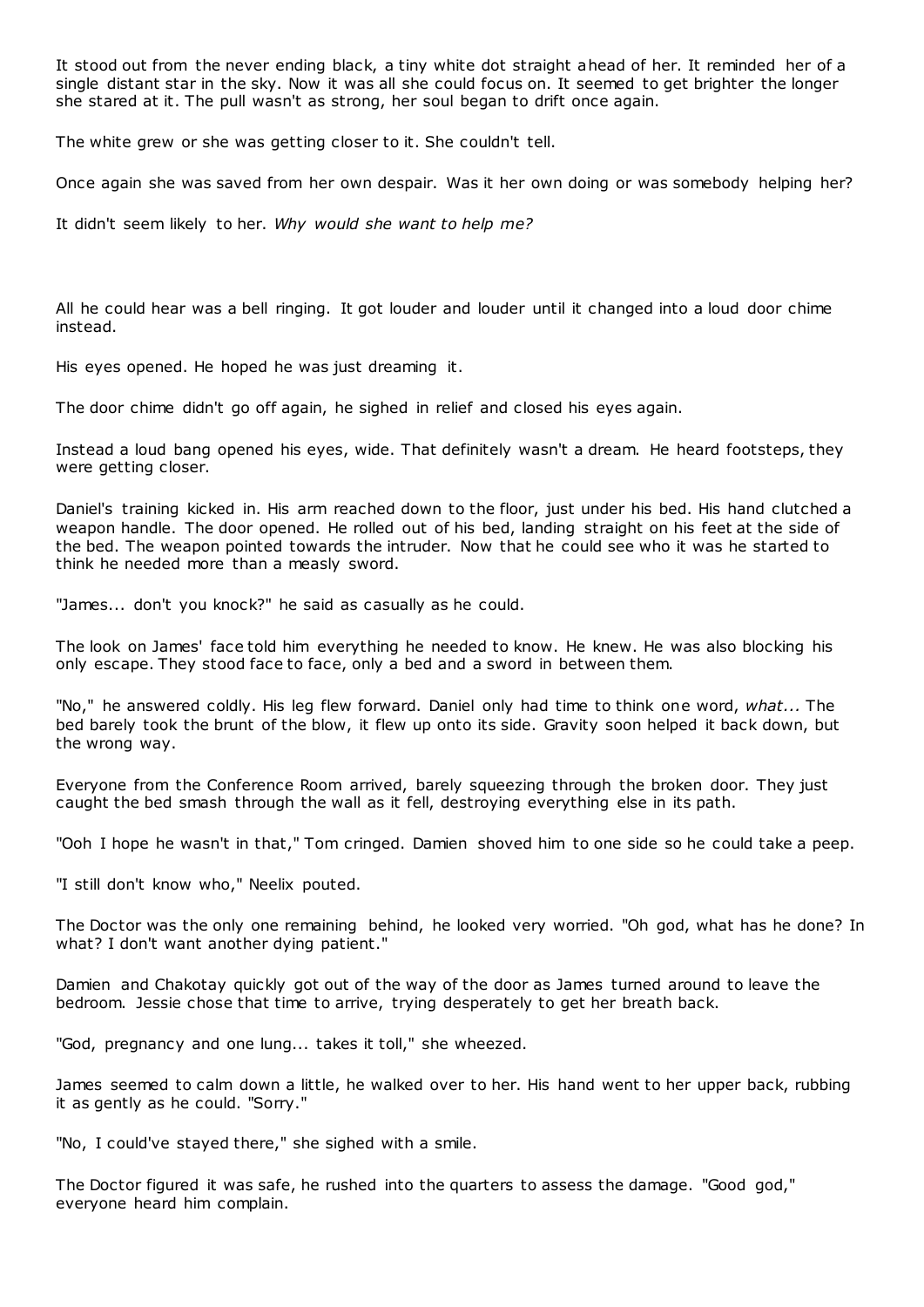It stood out from the never ending black, a tiny white dot straight ahead of her. It reminded her of a single distant star in the sky. Now it was all she could focus on. It seemed to get brighter the longer she stared at it. The pull wasn't as strong, her soul began to drift once again.

The white grew or she was getting closer to it. She couldn't tell.

Once again she was saved from her own despair. Was it her own doing or was somebody helping her?

It didn't seem likely to her. *Why would she want to help me?*

All he could hear was a bell ringing. It got louder and louder until it changed into a loud door chime instead.

His eyes opened. He hoped he was just dreaming it.

The door chime didn't go off again, he sighed in relief and closed his eyes again.

Instead a loud bang opened his eyes, wide. That definitely wasn't a dream. He heard footsteps, they were getting closer.

Daniel's training kicked in. His arm reached down to the floor, just under his bed. His hand clutched a weapon handle. The door opened. He rolled out of his bed, landing straight on his feet at the side of the bed. The weapon pointed towards the intruder. Now that he could see who it was he started to think he needed more than a measly sword.

"James... don't you knock?" he said as casually as he could.

The look on James' face told him everything he needed to know. He knew. He was also blocking his only escape. They stood face to face, only a bed and a sword in between them.

"No," he answered coldly. His leg flew forward. Daniel only had time to think one word, *what...* The bed barely took the brunt of the blow, it flew up onto its side. Gravity soon helped it back down, but the wrong way.

Everyone from the Conference Room arrived, barely squeezing through the broken door. They just caught the bed smash through the wall as it fell, destroying everything else in its path.

"Ooh I hope he wasn't in that," Tom cringed. Damien shoved him to one side so he could take a peep.

"I still don't know who," Neelix pouted.

The Doctor was the only one remaining behind, he looked very worried. "Oh god, what has he done? In what? I don't want another dying patient."

Damien and Chakotay quickly got out of the way of the door as James turned around to leave the bedroom. Jessie chose that time to arrive, trying desperately to get her breath back.

"God, pregnancy and one lung... takes it toll," she wheezed.

James seemed to calm down a little, he walked over to her. His hand went to her upper back, rubbing it as gently as he could. "Sorry."

"No, I could've stayed there," she sighed with a smile.

The Doctor figured it was safe, he rushed into the quarters to assess the damage. "Good god," everyone heard him complain.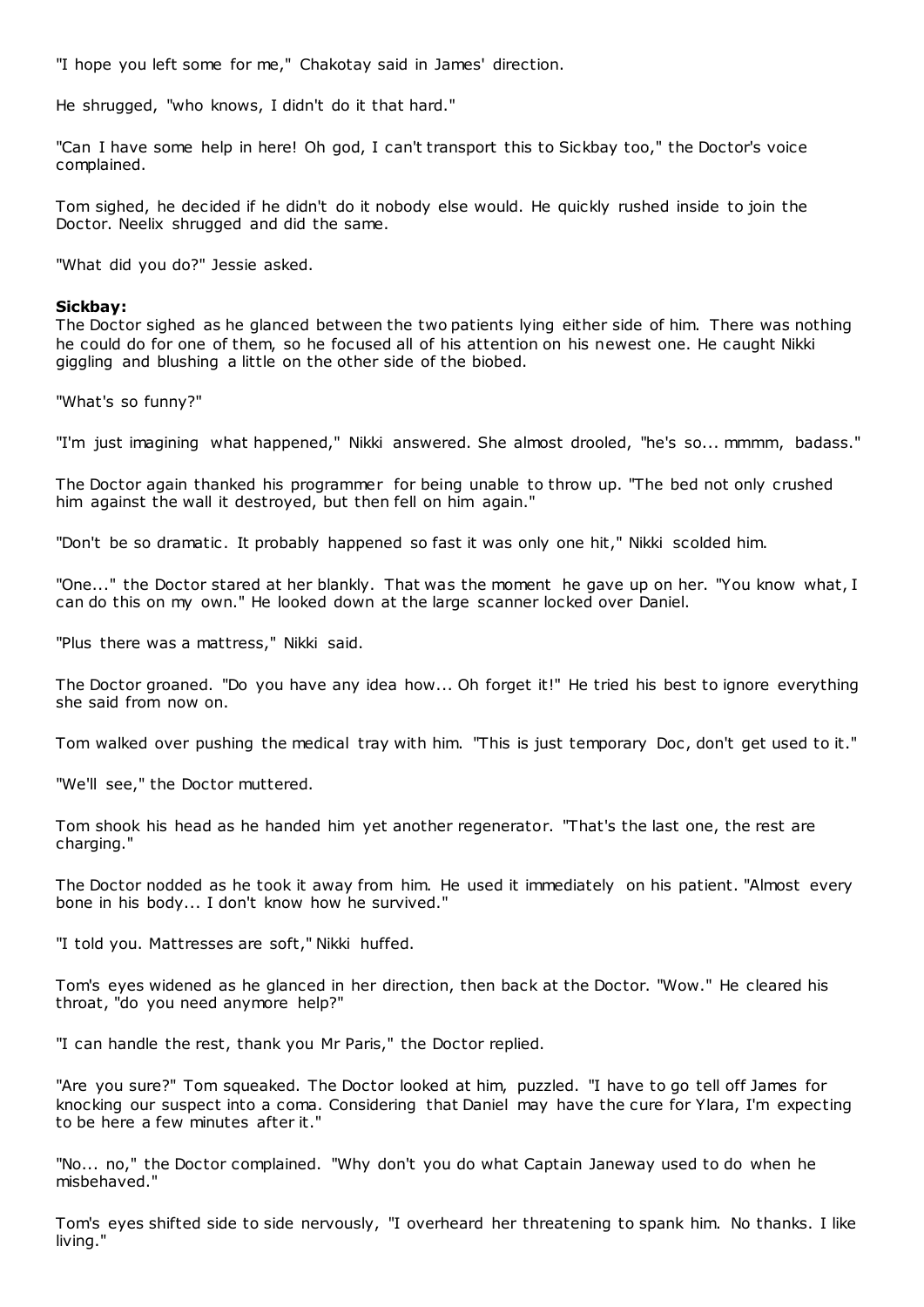"I hope you left some for me," Chakotay said in James' direction.

He shrugged, "who knows, I didn't do it that hard."

"Can I have some help in here! Oh god, I can't transport this to Sickbay too," the Doctor's voice complained.

Tom sighed, he decided if he didn't do it nobody else would. He quickly rushed inside to join the Doctor. Neelix shrugged and did the same.

"What did you do?" Jessie asked.

**Sickbay:**

The Doctor sighed as he glanced between the two patients lying either side of him. There was nothing he could do for one of them, so he focused all of his attention on his newest one. He caught Nikki giggling and blushing a little on the other side of the biobed.

"What's so funny?"

"I'm just imagining what happened," Nikki answered. She almost drooled, "he's so... mmmm, badass."

The Doctor again thanked his programmer for being unable to throw up. "The bed not only crushed him against the wall it destroyed, but then fell on him again."

"Don't be so dramatic. It probably happened so fast it was only one hit," Nikki scolded him.

"One..." the Doctor stared at her blankly. That was the moment he gave up on her. "You know what, I can do this on my own." He looked down at the large scanner locked over Daniel.

"Plus there was a mattress," Nikki said.

The Doctor groaned. "Do you have any idea how... Oh forget it!" He tried his best to ignore everything she said from now on.

Tom walked over pushing the medical tray with him. "This is just temporary Doc, don't get used to it."

"We'll see," the Doctor muttered.

Tom shook his head as he handed him yet another regenerator. "That's the last one, the rest are charging."

The Doctor nodded as he took it away from him. He used it immediately on his patient. "Almost every bone in his body... I don't know how he survived."

"I told you. Mattresses are soft," Nikki huffed.

Tom's eyes widened as he glanced in her direction, then back at the Doctor. "Wow." He cleared his throat, "do you need anymore help?"

"I can handle the rest, thank you Mr Paris," the Doctor replied.

"Are you sure?" Tom squeaked. The Doctor looked at him, puzzled. "I have to go tell off James for knocking our suspect into a coma. Considering that Daniel may have the cure for Ylara, I'm expecting to be here a few minutes after it."

"No... no," the Doctor complained. "Why don't you do what Captain Janeway used to do when he misbehaved."

Tom's eyes shifted side to side nervously, "I overheard her threatening to spank him. No thanks. I like living."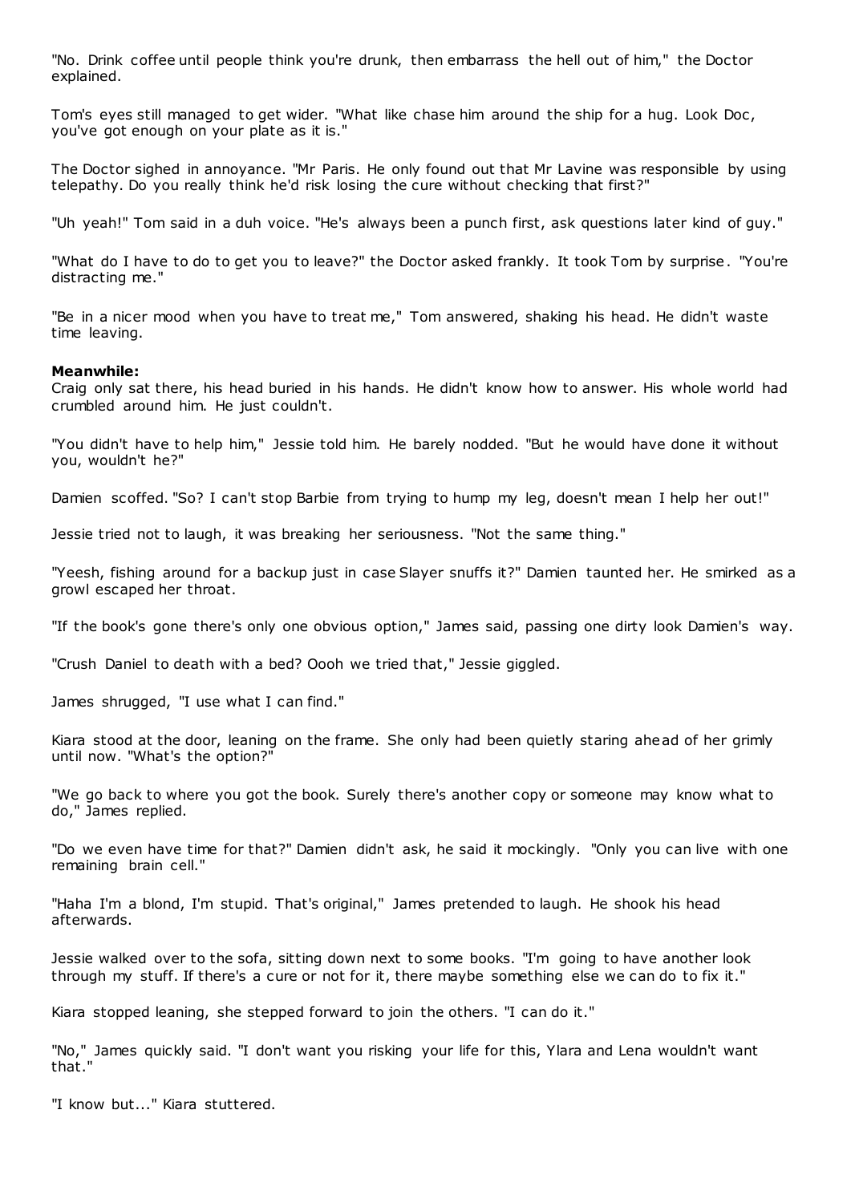"No. Drink coffee until people think you're drunk, then embarrass the hell out of him," the Doctor explained.

Tom's eyes still managed to get wider. "What like chase him around the ship for a hug. Look Doc, you've got enough on your plate as it is."

The Doctor sighed in annoyance. "Mr Paris. He only found out that Mr Lavine was responsible by using telepathy. Do you really think he'd risk losing the cure without checking that first?"

"Uh yeah!" Tom said in a duh voice. "He's always been a punch first, ask questions later kind of guy."

"What do I have to do to get you to leave?" the Doctor asked frankly. It took Tom by surprise. "You're distracting me."

"Be in a nicer mood when you have to treat me," Tom answered, shaking his head. He didn't waste time leaving.

**Meanwhile:**
Craig only sat there, his head buried in his hands. He didn't know how to answer. His whole world had crumbled around him. He just couldn't.

"You didn't have to help him," Jessie told him. He barely nodded. "But he would have done it without you, wouldn't he?"

Damien scoffed. "So? I can't stop Barbie from trying to hump my leg, doesn't mean I help her out!"

Jessie tried not to laugh, it was breaking her seriousness. "Not the same thing."

"Yeesh, fishing around for a backup just in case Slayer snuffs it?" Damien taunted her. He smirked as a growl escaped her throat.

"If the book's gone there's only one obvious option," James said, passing one dirty look Damien's way.

"Crush Daniel to death with a bed? Oooh we tried that," Jessie giggled.

James shrugged, "I use what I can find."

Kiara stood at the door, leaning on the frame. She only had been quietly staring ahead of her grimly until now. "What's the option?"

"We go back to where you got the book. Surely there's another copy or someone may know what to do," James replied.

"Do we even have time for that?" Damien didn't ask, he said it mockingly. "Only you can live with one remaining brain cell."

"Haha I'm a blond, I'm stupid. That's original," James pretended to laugh. He shook his head afterwards.

Jessie walked over to the sofa, sitting down next to some books. "I'm going to have another look through my stuff. If there's a cure or not for it, there maybe something else we can do to fix it."

Kiara stopped leaning, she stepped forward to join the others. "I can do it."

"No," James quickly said. "I don't want you risking your life for this, Ylara and Lena wouldn't want that."

"I know but..." Kiara stuttered.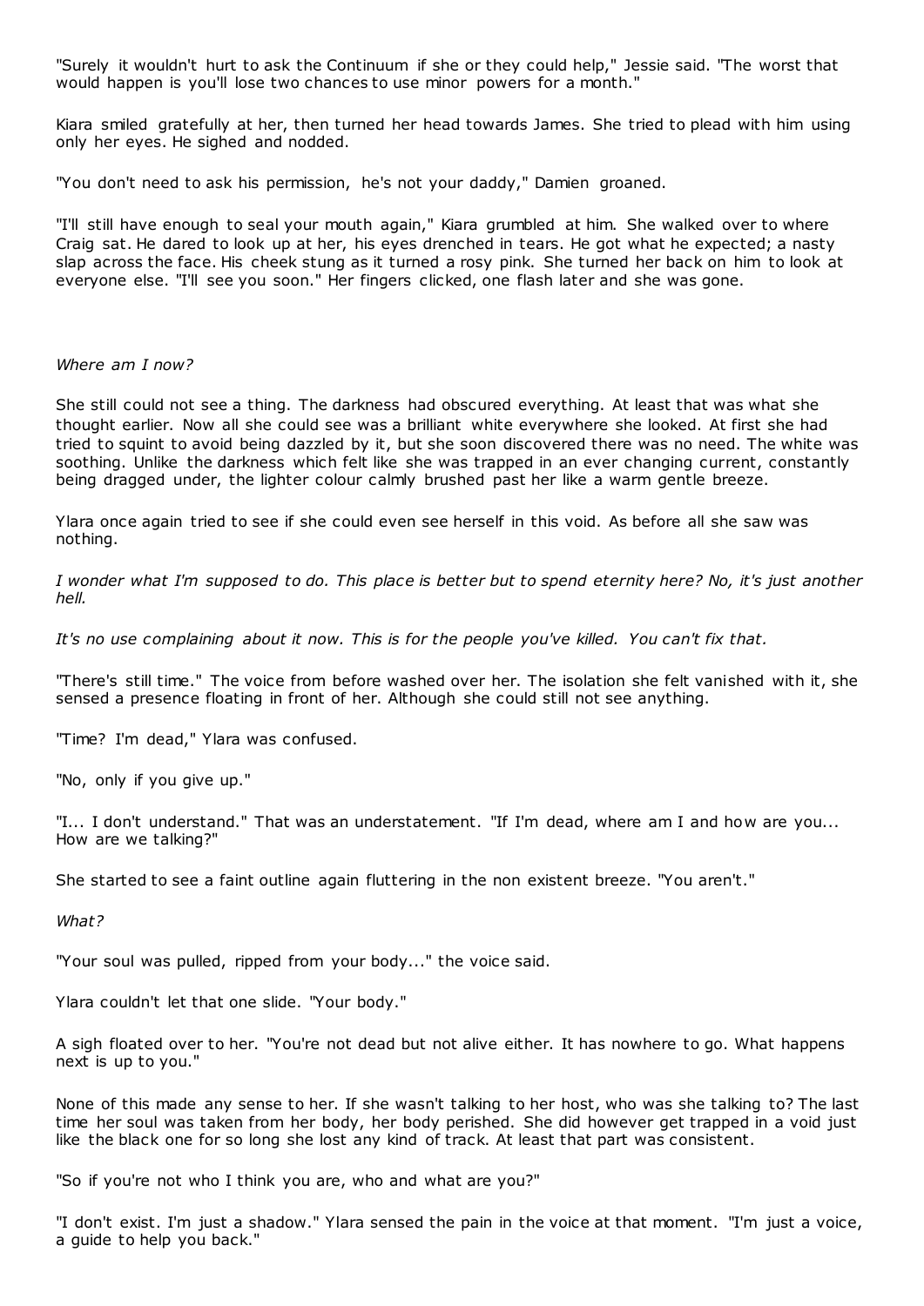"Surely it wouldn't hurt to ask the Continuum if she or they could help," Jessie said. "The worst that would happen is you'll lose two chances to use minor powers for a month."

Kiara smiled gratefully at her, then turned her head towards James. She tried to plead with him using only her eyes. He sighed and nodded.

"You don't need to ask his permission, he's not your daddy," Damien groaned.

"I'll still have enough to seal your mouth again," Kiara grumbled at him. She walked over to where Craig sat. He dared to look up at her, his eyes drenched in tears. He got what he expected; a nasty slap across the face. His cheek stung as it turned a rosy pink. She turned her back on him to look at everyone else. "I'll see you soon." Her fingers clicked, one flash later and she was gone.

*Where am I now?*

She still could not see a thing. The darkness had obscured everything. At least that was what she thought earlier. Now all she could see was a brilliant white everywhere she looked. At first she had tried to squint to avoid being dazzled by it, but she soon discovered there was no need. The white was soothing. Unlike the darkness which felt like she was trapped in an ever changing current, constantly being dragged under, the lighter colour calmly brushed past her like a warm gentle breeze.

Ylara once again tried to see if she could even see herself in this void. As before all she saw was nothing.

*I wonder what I'm supposed to do. This place is better but to spend eternity here? No, it's just another hell.*

*It's no use complaining about it now. This is for the people you've killed. You can't fix that.*

"There's still time." The voice from before washed over her. The isolation she felt vanished with it, she sensed a presence floating in front of her. Although she could still not see anything.

"Time? I'm dead," Ylara was confused.

"No, only if you give up."

"I... I don't understand." That was an understatement. "If I'm dead, where am I and how are you... How are we talking?"

She started to see a faint outline again fluttering in the non existent breeze. "You aren't."

*What?*

"Your soul was pulled, ripped from your body..." the voice said.

Ylara couldn't let that one slide. "Your body."

A sigh floated over to her. "You're not dead but not alive either. It has nowhere to go. What happens next is up to you."

None of this made any sense to her. If she wasn't talking to her host, who was she talking to? The last time her soul was taken from her body, her body perished. She did however get trapped in a void just like the black one for so long she lost any kind of track. At least that part was consistent.

"So if you're not who I think you are, who and what are you?"

"I don't exist. I'm just a shadow." Ylara sensed the pain in the voice at that moment. "I'm just a voice, a guide to help you back."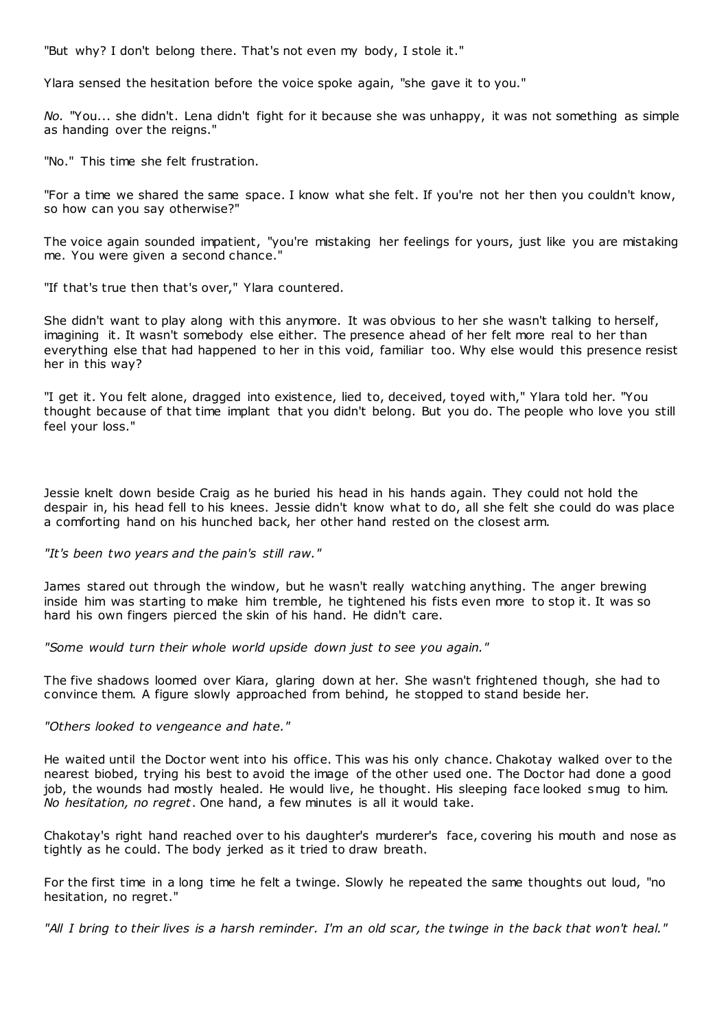"But why? I don't belong there. That's not even my body, I stole it."

Ylara sensed the hesitation before the voice spoke again, "she gave it to you."

*No.* "You... she didn't. Lena didn't fight for it because she was unhappy, it was not something as simple as handing over the reigns."

"No." This time she felt frustration.

"For a time we shared the same space. I know what she felt. If you're not her then you couldn't know, so how can you say otherwise?"

The voice again sounded impatient, "you're mistaking her feelings for yours, just like you are mistaking me. You were given a second chance."

"If that's true then that's over," Ylara countered.

She didn't want to play along with this anymore. It was obvious to her she wasn't talking to herself, imagining it. It wasn't somebody else either. The presence ahead of her felt more real to her than everything else that had happened to her in this void, familiar too. Why else would this presence resist her in this way?

"I get it. You felt alone, dragged into existence, lied to, deceived, toyed with," Ylara told her. "You thought because of that time implant that you didn't belong. But you do. The people who love you still feel your loss."

Jessie knelt down beside Craig as he buried his head in his hands again. They could not hold the despair in, his head fell to his knees. Jessie didn't know what to do, all she felt she could do was place a comforting hand on his hunched back, her other hand rested on the closest arm.

*"It's been two years and the pain's still raw."*

James stared out through the window, but he wasn't really watching anything. The anger brewing inside him was starting to make him tremble, he tightened his fists even more to stop it. It was so hard his own fingers pierced the skin of his hand. He didn't care.

*"Some would turn their whole world upside down just to see you again."*

The five shadows loomed over Kiara, glaring down at her. She wasn't frightened though, she had to convince them. A figure slowly approached from behind, he stopped to stand beside her.

*"Others looked to vengeance and hate."*

He waited until the Doctor went into his office. This was his only chance. Chakotay walked over to the nearest biobed, trying his best to avoid the image of the other used one. The Doctor had done a good job, the wounds had mostly healed. He would live, he thought. His sleeping face looked smug to him. *No hesitation, no regret*. One hand, a few minutes is all it would take.

Chakotay's right hand reached over to his daughter's murderer's face, covering his mouth and nose as tightly as he could. The body jerked as it tried to draw breath.

For the first time in a long time he felt a twinge. Slowly he repeated the same thoughts out loud, "no hesitation, no regret."

*"All I bring to their lives is a harsh reminder. I'm an old scar, the twinge in the back that won't heal."*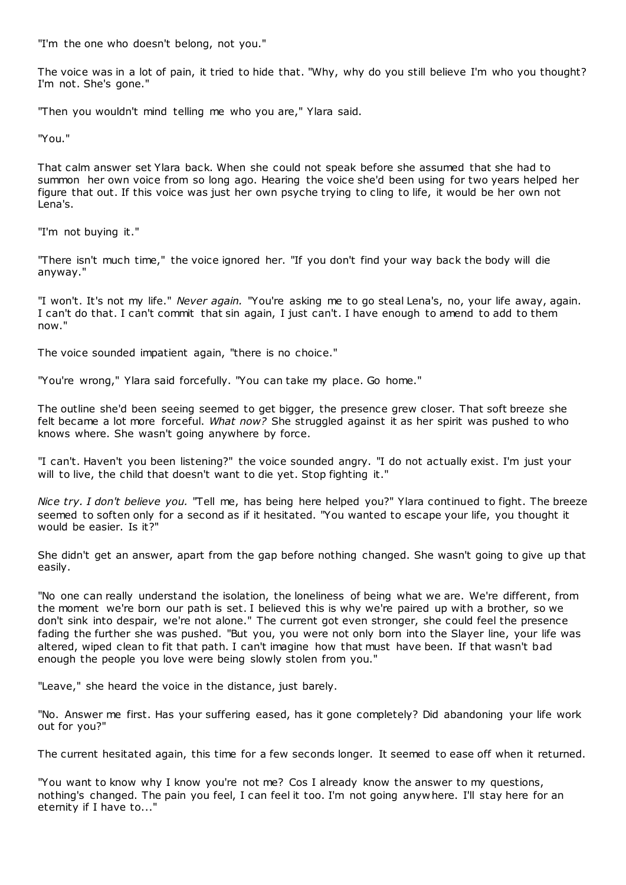"I'm the one who doesn't belong, not you."

The voice was in a lot of pain, it tried to hide that. "Why, why do you still believe I'm who you thought? I'm not. She's gone."

"Then you wouldn't mind telling me who you are," Ylara said.

"You."

That calm answer set Ylara back. When she could not speak before she assumed that she had to summon her own voice from so long ago. Hearing the voice she'd been using for two years helped her figure that out. If this voice was just her own psyche trying to cling to life, it would be her own not Lena's.

"I'm not buying it."

"There isn't much time," the voice ignored her. "If you don't find your way back the body will die anyway."

"I won't. It's not my life." *Never again.* "You're asking me to go steal Lena's, no, your life away, again. I can't do that. I can't commit that sin again, I just can't. I have enough to amend to add to them now."

The voice sounded impatient again, "there is no choice."

"You're wrong," Ylara said forcefully. "You can take my place. Go home."

The outline she'd been seeing seemed to get bigger, the presence grew closer. That soft breeze she felt became a lot more forceful. *What now?* She struggled against it as her spirit was pushed to who knows where. She wasn't going anywhere by force.

"I can't. Haven't you been listening?" the voice sounded angry. "I do not actually exist. I'm just your will to live, the child that doesn't want to die yet. Stop fighting it."

*Nice try. I don't believe you.* "Tell me, has being here helped you?" Ylara continued to fight. The breeze seemed to soften only for a second as if it hesitated. "You wanted to escape your life, you thought it would be easier. Is it?"

She didn't get an answer, apart from the gap before nothing changed. She wasn't going to give up that easily.

"No one can really understand the isolation, the loneliness of being what we are. We're different, from the moment we're born our path is set. I believed this is why we're paired up with a brother, so we don't sink into despair, we're not alone." The current got even stronger, she could feel the presence fading the further she was pushed. "But you, you were not only born into the Slayer line, your life was altered, wiped clean to fit that path. I can't imagine how that must have been. If that wasn't bad enough the people you love were being slowly stolen from you."

"Leave," she heard the voice in the distance, just barely.

"No. Answer me first. Has your suffering eased, has it gone completely? Did abandoning your life work out for you?"

The current hesitated again, this time for a few seconds longer. It seemed to ease off when it returned.

"You want to know why I know you're not me? Cos I already know the answer to my questions, nothing's changed. The pain you feel, I can feel it too. I'm not going anywhere. I'll stay here for an eternity if I have to..."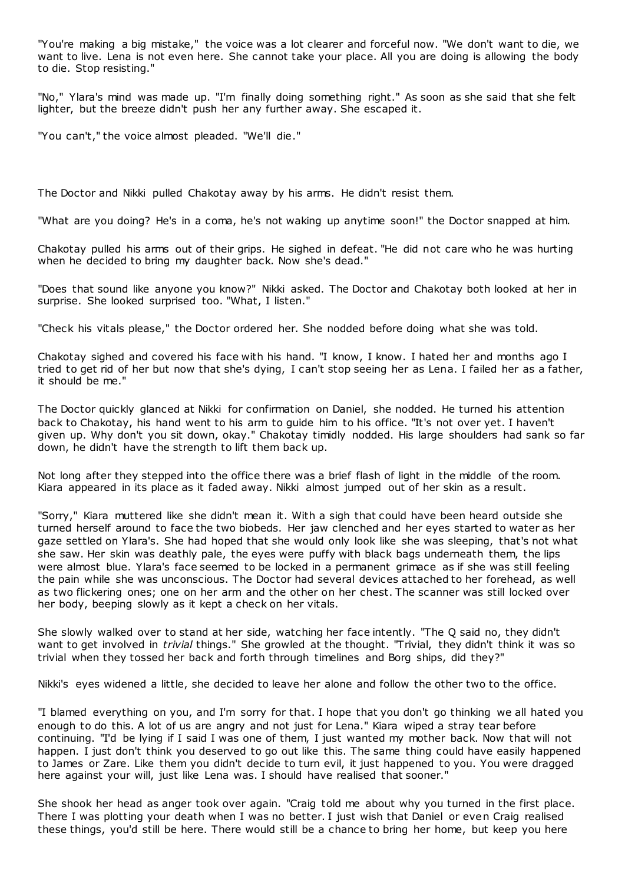"You're making a big mistake," the voice was a lot clearer and forceful now. "We don't want to die, we want to live. Lena is not even here. She cannot take your place. All you are doing is allowing the body to die. Stop resisting."

"No," Ylara's mind was made up. "I'm finally doing something right." As soon as she said that she felt lighter, but the breeze didn't push her any further away. She escaped it.

"You can't," the voice almost pleaded. "We'll die."

The Doctor and Nikki pulled Chakotay away by his arms. He didn't resist them.

"What are you doing? He's in a coma, he's not waking up anytime soon!" the Doctor snapped at him.

Chakotay pulled his arms out of their grips. He sighed in defeat. "He did not care who he was hurting when he decided to bring my daughter back. Now she's dead."

"Does that sound like anyone you know?" Nikki asked. The Doctor and Chakotay both looked at her in surprise. She looked surprised too. "What, I listen."

"Check his vitals please," the Doctor ordered her. She nodded before doing what she was told.

Chakotay sighed and covered his face with his hand. "I know, I know. I hated her and months ago I tried to get rid of her but now that she's dying, I can't stop seeing her as Lena. I failed her as a father, it should be me."

The Doctor quickly glanced at Nikki for confirmation on Daniel, she nodded. He turned his attention back to Chakotay, his hand went to his arm to guide him to his office. "It's not over yet. I haven't given up. Why don't you sit down, okay." Chakotay timidly nodded. His large shoulders had sank so far down, he didn't have the strength to lift them back up.

Not long after they stepped into the office there was a brief flash of light in the middle of the room. Kiara appeared in its place as it faded away. Nikki almost jumped out of her skin as a result.

"Sorry," Kiara muttered like she didn't mean it. With a sigh that could have been heard outside she turned herself around to face the two biobeds. Her jaw clenched and her eyes started to water as her gaze settled on Ylara's. She had hoped that she would only look like she was sleeping, that's not what she saw. Her skin was deathly pale, the eyes were puffy with black bags underneath them, the lips were almost blue. Ylara's face seemed to be locked in a permanent grimace as if she was still feeling the pain while she was unconscious. The Doctor had several devices attached to her forehead, as well as two flickering ones; one on her arm and the other on her chest. The scanner was still locked over her body, beeping slowly as it kept a check on her vitals.

She slowly walked over to stand at her side, watching her face intently. "The Q said no, they didn't want to get involved in *trivial* things." She growled at the thought. "Trivial, they didn't think it was so trivial when they tossed her back and forth through timelines and Borg ships, did they?"

Nikki's eyes widened a little, she decided to leave her alone and follow the other two to the office.

"I blamed everything on you, and I'm sorry for that. I hope that you don't go thinking we all hated you enough to do this. A lot of us are angry and not just for Lena." Kiara wiped a stray tear before continuing. "I'd be lying if I said I was one of them, I just wanted my mother back. Now that will not happen. I just don't think you deserved to go out like this. The same thing could have easily happened to James or Zare. Like them you didn't decide to turn evil, it just happened to you. You were dragged here against your will, just like Lena was. I should have realised that sooner."

She shook her head as anger took over again. "Craig told me about why you turned in the first place. There I was plotting your death when I was no better. I just wish that Daniel or even Craig realised these things, you'd still be here. There would still be a chance to bring her home, but keep you here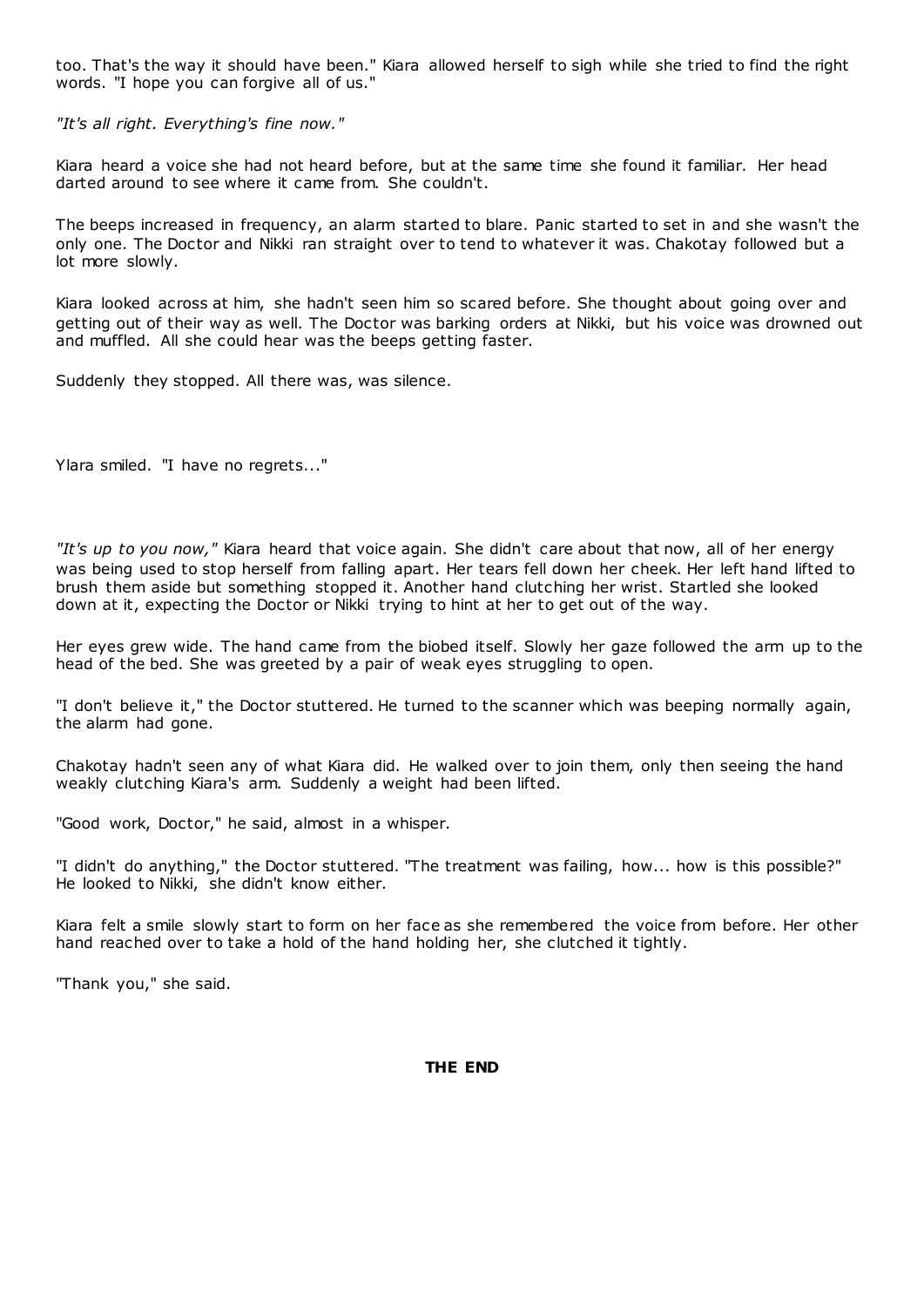too. That's the way it should have been." Kiara allowed herself to sigh while she tried to find the right words. "I hope you can forgive all of us."

*"It's all right. Everything's fine now."*

Kiara heard a voice she had not heard before, but at the same time she found it familiar. Her head darted around to see where it came from. She couldn't.

The beeps increased in frequency, an alarm started to blare. Panic started to set in and she wasn't the only one. The Doctor and Nikki ran straight over to tend to whatever it was. Chakotay followed but a lot more slowly.

Kiara looked across at him, she hadn't seen him so scared before. She thought about going over and getting out of their way as well. The Doctor was barking orders at Nikki, but his voice was drowned out and muffled. All she could hear was the beeps getting faster.

Suddenly they stopped. All there was, was silence.

Ylara smiled. "I have no regrets..."

*"It's up to you now,"* Kiara heard that voice again. She didn't care about that now, all of her energy was being used to stop herself from falling apart. Her tears fell down her cheek. Her left hand lifted to brush them aside but something stopped it. Another hand clutching her wrist. Startled she looked down at it, expecting the Doctor or Nikki trying to hint at her to get out of the way.

Her eyes grew wide. The hand came from the biobed itself. Slowly her gaze followed the arm up to the head of the bed. She was greeted by a pair of weak eyes struggling to open.

"I don't believe it," the Doctor stuttered. He turned to the scanner which was beeping normally again, the alarm had gone.

Chakotay hadn't seen any of what Kiara did. He walked over to join them, only then seeing the hand weakly clutching Kiara's arm. Suddenly a weight had been lifted.

"Good work, Doctor," he said, almost in a whisper.

"I didn't do anything," the Doctor stuttered. "The treatment was failing, how... how is this possible?" He looked to Nikki, she didn't know either.

Kiara felt a smile slowly start to form on her face as she remembered the voice from before. Her other hand reached over to take a hold of the hand holding her, she clutched it tightly.

"Thank you," she said.

**THE END**